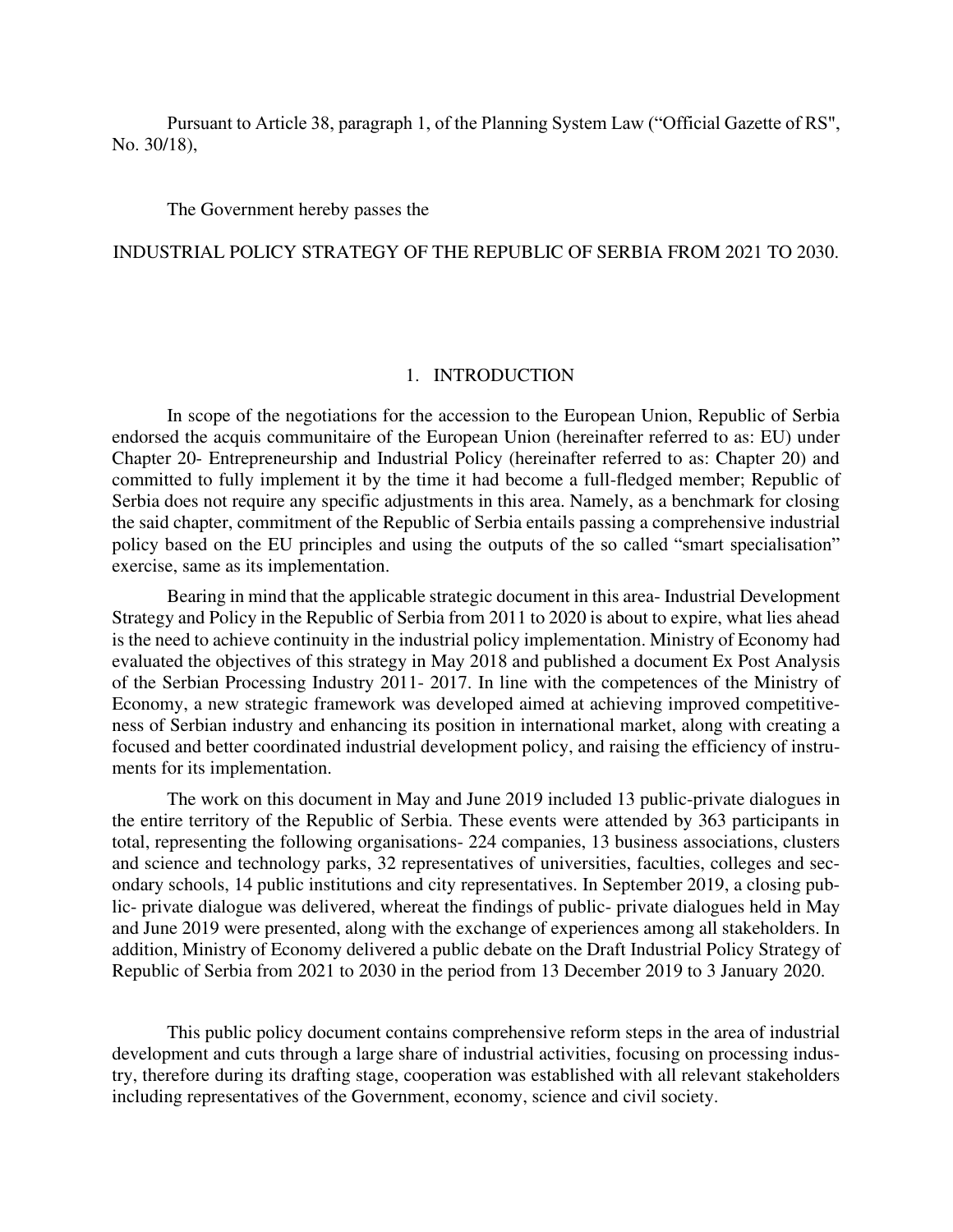Pursuant to Article 38, paragraph 1, of the Planning System Law ("Official Gazette of RS", No. 30/18),

The Government hereby passes the

INDUSTRIAL POLICY STRATEGY OF THE REPUBLIC OF SERBIA FROM 2021 TO 2030.

# 1. INTRODUCTION

In scope of the negotiations for the accession to the European Union, Republic of Serbia endorsed the acquis communitaire of the European Union (hereinafter referred to as: EU) under Chapter 20- Entrepreneurship and Industrial Policy (hereinafter referred to as: Chapter 20) and committed to fully implement it by the time it had become a full-fledged member; Republic of Serbia does not require any specific adjustments in this area. Namely, as a benchmark for closing the said chapter, commitment of the Republic of Serbia entails passing a comprehensive industrial policy based on the EU principles and using the outputs of the so called "smart specialisation" exercise, same as its implementation.

Bearing in mind that the applicable strategic document in this area- Industrial Development Strategy and Policy in the Republic of Serbia from 2011 to 2020 is about to expire, what lies ahead is the need to achieve continuity in the industrial policy implementation. Ministry of Economy had evaluated the objectives of this strategy in May 2018 and published a document Ex Post Analysis of the Serbian Processing Industry 2011- 2017. In line with the competences of the Ministry of Economy, a new strategic framework was developed aimed at achieving improved competitiveness of Serbian industry and enhancing its position in international market, along with creating a focused and better coordinated industrial development policy, and raising the efficiency of instruments for its implementation.

The work on this document in May and June 2019 included 13 public-private dialogues in the entire territory of the Republic of Serbia. These events were attended by 363 participants in total, representing the following organisations- 224 companies, 13 business associations, clusters and science and technology parks, 32 representatives of universities, faculties, colleges and secondary schools, 14 public institutions and city representatives. In September 2019, a closing public- private dialogue was delivered, whereat the findings of public- private dialogues held in May and June 2019 were presented, along with the exchange of experiences among all stakeholders. In addition, Ministry of Economy delivered a public debate on the Draft Industrial Policy Strategy of Republic of Serbia from 2021 to 2030 in the period from 13 December 2019 to 3 January 2020.

This public policy document contains comprehensive reform steps in the area of industrial development and cuts through a large share of industrial activities, focusing on processing industry, therefore during its drafting stage, cooperation was established with all relevant stakeholders including representatives of the Government, economy, science and civil society.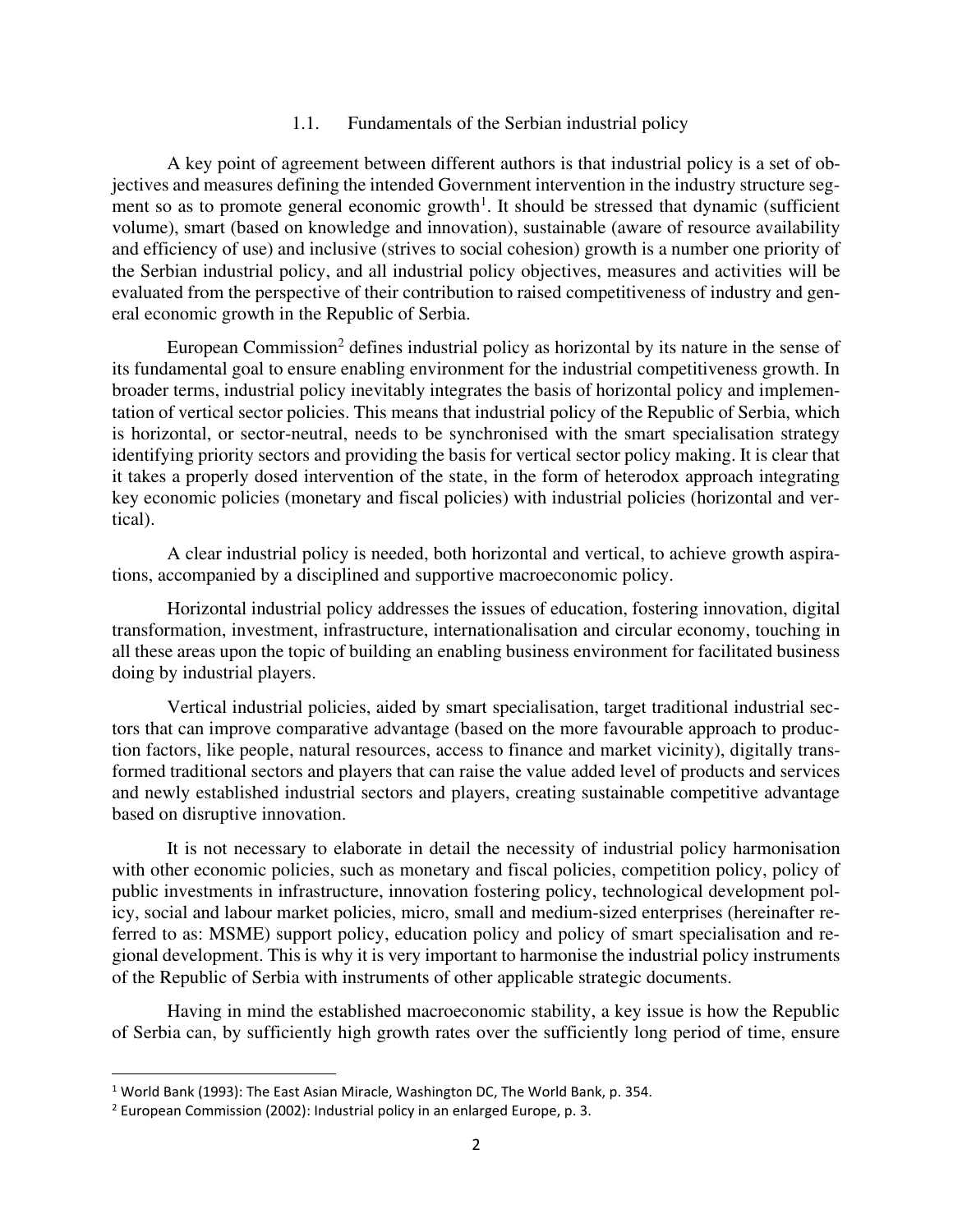### 1.1. Fundamentals of the Serbian industrial policy

A key point of agreement between different authors is that industrial policy is a set of objectives and measures defining the intended Government intervention in the industry structure segment so as to promote general economic growth[1]. It should be stressed that dynamic (sufficient volume), smart (based on knowledge and innovation), sustainable (aware of resource availability and efficiency of use) and inclusive (strives to social cohesion) growth is a number one priority of the Serbian industrial policy, and all industrial policy objectives, measures and activities will be evaluated from the perspective of their contribution to raised competitiveness of industry and general economic growth in the Republic of Serbia.

European Commission[2] defines industrial policy as horizontal by its nature in the sense of its fundamental goal to ensure enabling environment for the industrial competitiveness growth. In broader terms, industrial policy inevitably integrates the basis of horizontal policy and implementation of vertical sector policies. This means that industrial policy of the Republic of Serbia, which is horizontal, or sector-neutral, needs to be synchronised with the smart specialisation strategy identifying priority sectors and providing the basis for vertical sector policy making. It is clear that it takes a properly dosed intervention of the state, in the form of heterodox approach integrating key economic policies (monetary and fiscal policies) with industrial policies (horizontal and vertical).

A clear industrial policy is needed, both horizontal and vertical, to achieve growth aspirations, accompanied by a disciplined and supportive macroeconomic policy.

Horizontal industrial policy addresses the issues of education, fostering innovation, digital transformation, investment, infrastructure, internationalisation and circular economy, touching in all these areas upon the topic of building an enabling business environment for facilitated business doing by industrial players.

Vertical industrial policies, aided by smart specialisation, target traditional industrial sectors that can improve comparative advantage (based on the more favourable approach to production factors, like people, natural resources, access to finance and market vicinity), digitally transformed traditional sectors and players that can raise the value added level of products and services and newly established industrial sectors and players, creating sustainable competitive advantage based on disruptive innovation.

It is not necessary to elaborate in detail the necessity of industrial policy harmonisation with other economic policies, such as monetary and fiscal policies, competition policy, policy of public investments in infrastructure, innovation fostering policy, technological development policy, social and labour market policies, micro, small and medium-sized enterprises (hereinafter referred to as: MSME) support policy, education policy and policy of smart specialisation and regional development. This is why it is very important to harmonise the industrial policy instruments of the Republic of Serbia with instruments of other applicable strategic documents.

Having in mind the established macroeconomic stability, a key issue is how the Republic of Serbia can, by sufficiently high growth rates over the sufficiently long period of time, ensure

---

[1] World Bank (1993): The East Asian Miracle, Washington DC, The World Bank, p. 354.

[2] European Commission (2002): Industrial policy in an enlarged Europe, p. 3.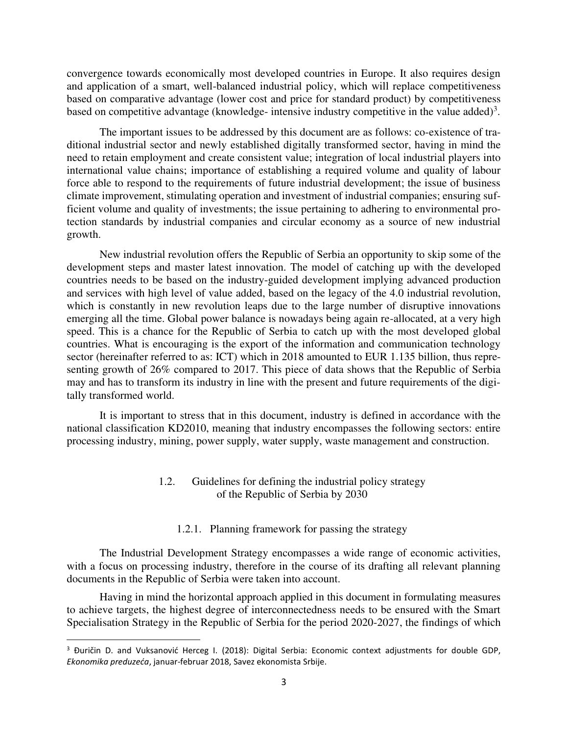convergence towards economically most developed countries in Europe. It also requires design and application of a smart, well-balanced industrial policy, which will replace competitiveness based on comparative advantage (lower cost and price for standard product) by competitiveness based on competitive advantage (knowledge- intensive industry competitive in the value added)[3].

The important issues to be addressed by this document are as follows: co-existence of traditional industrial sector and newly established digitally transformed sector, having in mind the need to retain employment and create consistent value; integration of local industrial players into international value chains; importance of establishing a required volume and quality of labour force able to respond to the requirements of future industrial development; the issue of business climate improvement, stimulating operation and investment of industrial companies; ensuring sufficient volume and quality of investments; the issue pertaining to adhering to environmental protection standards by industrial companies and circular economy as a source of new industrial growth.

New industrial revolution offers the Republic of Serbia an opportunity to skip some of the development steps and master latest innovation. The model of catching up with the developed countries needs to be based on the industry-guided development implying advanced production and services with high level of value added, based on the legacy of the 4.0 industrial revolution, which is constantly in new revolution leaps due to the large number of disruptive innovations emerging all the time. Global power balance is nowadays being again re-allocated, at a very high speed. This is a chance for the Republic of Serbia to catch up with the most developed global countries. What is encouraging is the export of the information and communication technology sector (hereinafter referred to as: ICT) which in 2018 amounted to EUR 1.135 billion, thus representing growth of 26% compared to 2017. This piece of data shows that the Republic of Serbia may and has to transform its industry in line with the present and future requirements of the digitally transformed world.

It is important to stress that in this document, industry is defined in accordance with the national classification KD2010, meaning that industry encompasses the following sectors: entire processing industry, mining, power supply, water supply, waste management and construction.

## 1.2. Guidelines for defining the industrial policy strategy of the Republic of Serbia by 2030

### 1.2.1. Planning framework for passing the strategy

The Industrial Development Strategy encompasses a wide range of economic activities, with a focus on processing industry, therefore in the course of its drafting all relevant planning documents in the Republic of Serbia were taken into account.

Having in mind the horizontal approach applied in this document in formulating measures to achieve targets, the highest degree of interconnectedness needs to be ensured with the Smart Specialisation Strategy in the Republic of Serbia for the period 2020-2027, the findings of which

---

[3] Đuričin D. and Vuksanović Herceg I. (2018): Digital Serbia: Economic context adjustments for double GDP, *Ekonomika preduzeća*, januar-februar 2018, Savez ekonomista Srbije.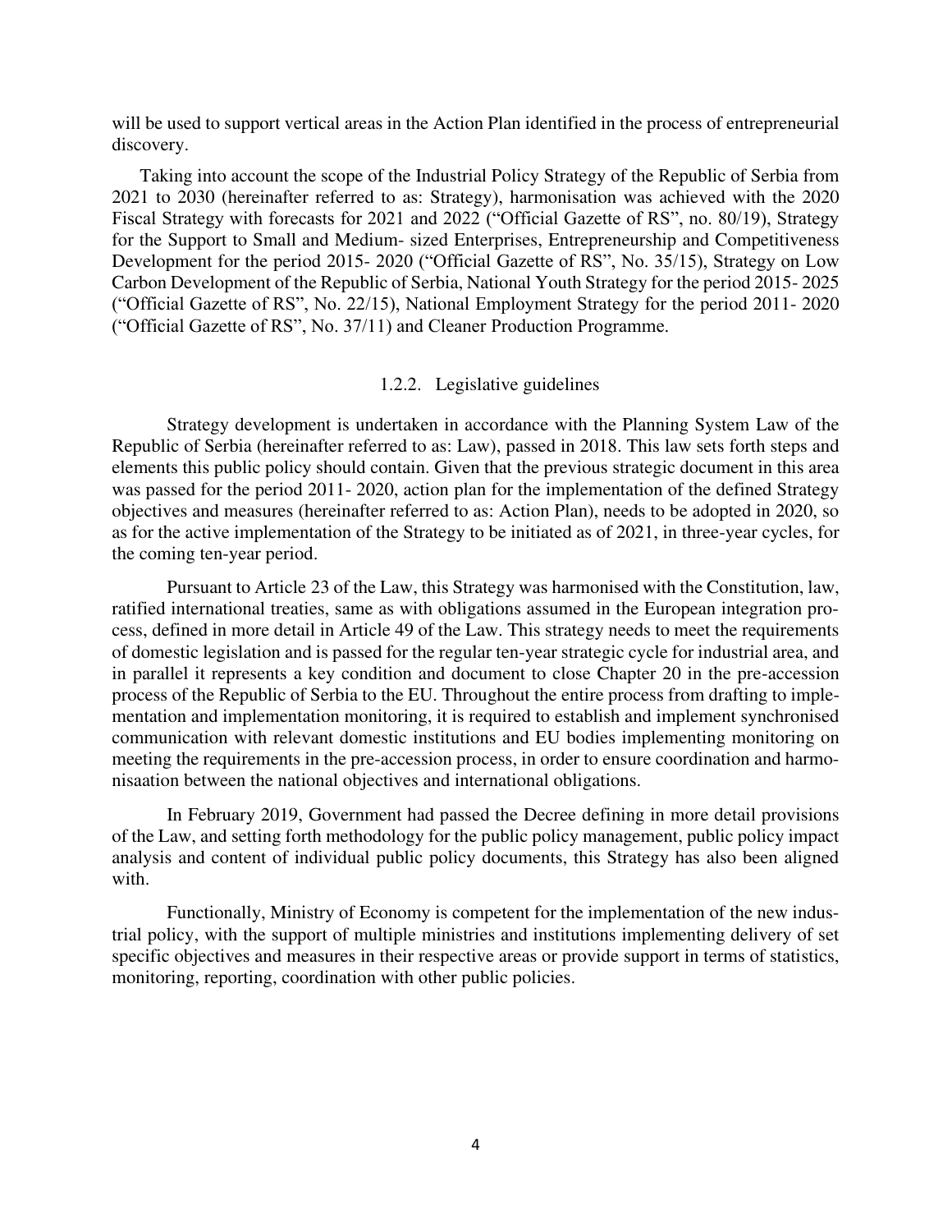will be used to support vertical areas in the Action Plan identified in the process of entrepreneurial discovery.

Taking into account the scope of the Industrial Policy Strategy of the Republic of Serbia from 2021 to 2030 (hereinafter referred to as: Strategy), harmonisation was achieved with the 2020 Fiscal Strategy with forecasts for 2021 and 2022 ("Official Gazette of RS", no. 80/19), Strategy for the Support to Small and Medium- sized Enterprises, Entrepreneurship and Competitiveness Development for the period 2015- 2020 ("Official Gazette of RS", No. 35/15), Strategy on Low Carbon Development of the Republic of Serbia, National Youth Strategy for the period 2015- 2025 ("Official Gazette of RS", No. 22/15), National Employment Strategy for the period 2011- 2020 ("Official Gazette of RS", No. 37/11) and Cleaner Production Programme.

### 1.2.2. Legislative guidelines

Strategy development is undertaken in accordance with the Planning System Law of the Republic of Serbia (hereinafter referred to as: Law), passed in 2018. This law sets forth steps and elements this public policy should contain. Given that the previous strategic document in this area was passed for the period 2011- 2020, action plan for the implementation of the defined Strategy objectives and measures (hereinafter referred to as: Action Plan), needs to be adopted in 2020, so as for the active implementation of the Strategy to be initiated as of 2021, in three-year cycles, for the coming ten-year period.

Pursuant to Article 23 of the Law, this Strategy was harmonised with the Constitution, law, ratified international treaties, same as with obligations assumed in the European integration process, defined in more detail in Article 49 of the Law. This strategy needs to meet the requirements of domestic legislation and is passed for the regular ten-year strategic cycle for industrial area, and in parallel it represents a key condition and document to close Chapter 20 in the pre-accession process of the Republic of Serbia to the EU. Throughout the entire process from drafting to implementation and implementation monitoring, it is required to establish and implement synchronised communication with relevant domestic institutions and EU bodies implementing monitoring on meeting the requirements in the pre-accession process, in order to ensure coordination and harmonisaation between the national objectives and international obligations.

In February 2019, Government had passed the Decree defining in more detail provisions of the Law, and setting forth methodology for the public policy management, public policy impact analysis and content of individual public policy documents, this Strategy has also been aligned with.

Functionally, Ministry of Economy is competent for the implementation of the new industrial policy, with the support of multiple ministries and institutions implementing delivery of set specific objectives and measures in their respective areas or provide support in terms of statistics, monitoring, reporting, coordination with other public policies.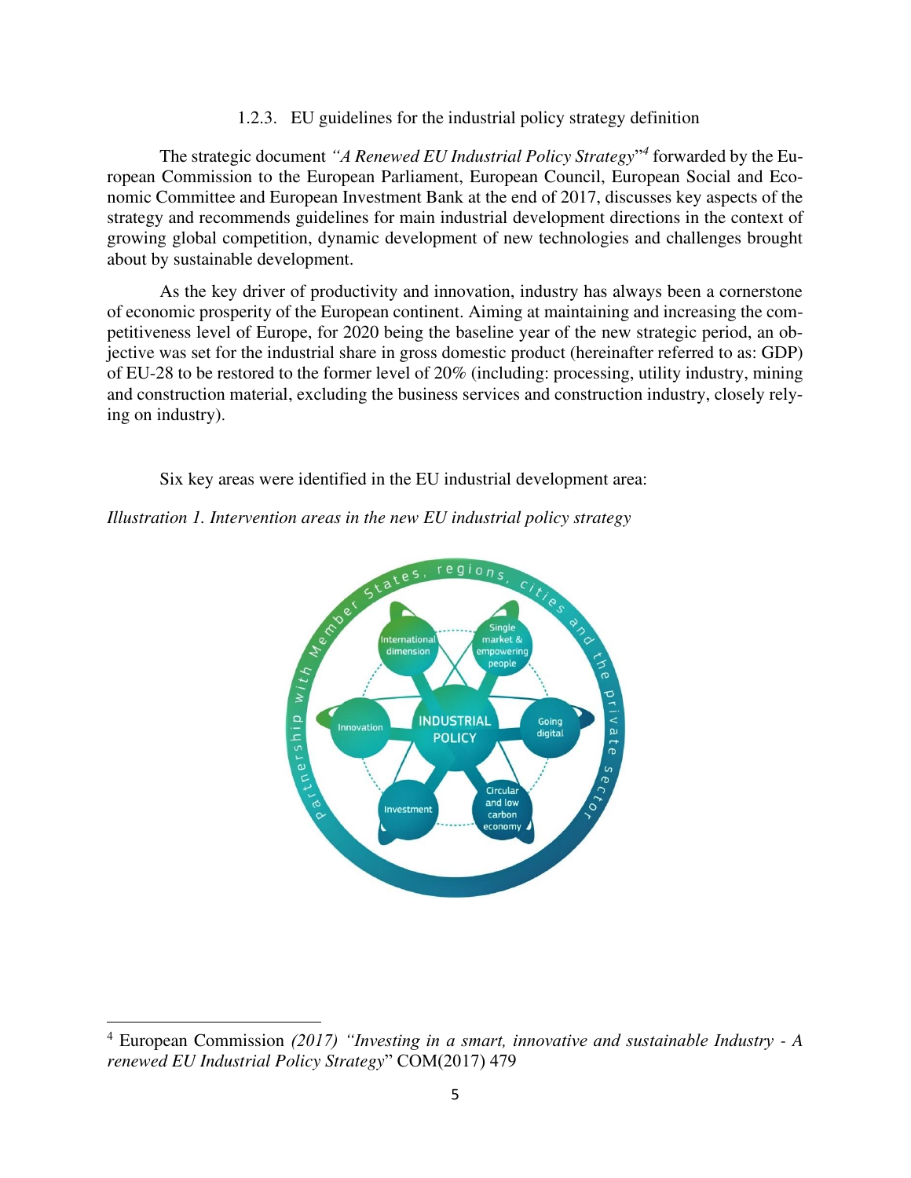### 1.2.3. EU guidelines for the industrial policy strategy definition

The strategic document *"A Renewed EU Industrial Policy Strategy"*[4] forwarded by the European Commission to the European Parliament, European Council, European Social and Economic Committee and European Investment Bank at the end of 2017, discusses key aspects of the strategy and recommends guidelines for main industrial development directions in the context of growing global competition, dynamic development of new technologies and challenges brought about by sustainable development.

As the key driver of productivity and innovation, industry has always been a cornerstone of economic prosperity of the European continent. Aiming at maintaining and increasing the competitiveness level of Europe, for 2020 being the baseline year of the new strategic period, an objective was set for the industrial share in gross domestic product (hereinafter referred to as: GDP) of EU-28 to be restored to the former level of 20% (including: processing, utility industry, mining and construction material, excluding the business services and construction industry, closely relying on industry).

Six key areas were identified in the EU industrial development area:

*Illustration 1. Intervention areas in the new EU industrial policy strategy*

---

[4] European Commission *(2017) "Investing in a smart, innovative and sustainable Industry - A renewed EU Industrial Policy Strategy*" COM(2017) 479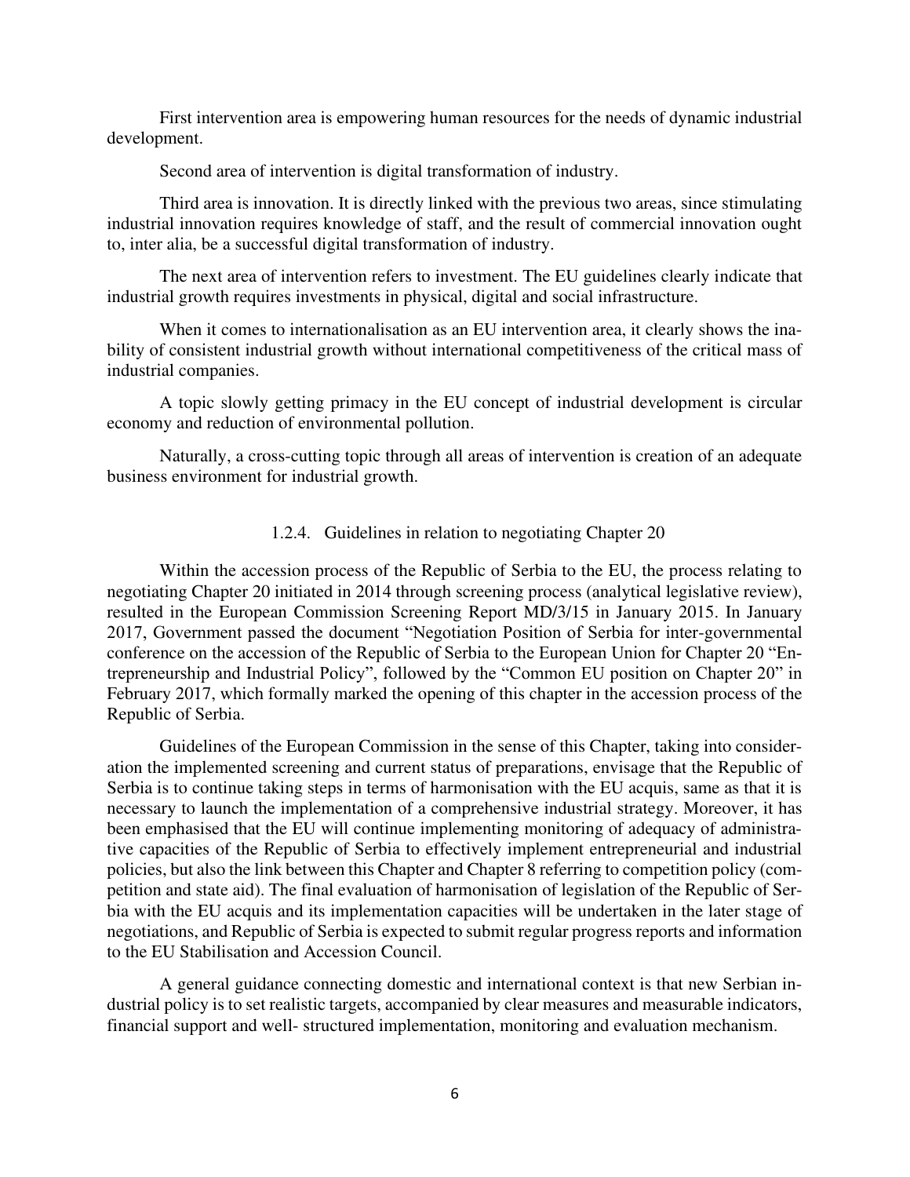First intervention area is empowering human resources for the needs of dynamic industrial development.

Second area of intervention is digital transformation of industry.

Third area is innovation. It is directly linked with the previous two areas, since stimulating industrial innovation requires knowledge of staff, and the result of commercial innovation ought to, inter alia, be a successful digital transformation of industry.

The next area of intervention refers to investment. The EU guidelines clearly indicate that industrial growth requires investments in physical, digital and social infrastructure.

When it comes to internationalisation as an EU intervention area, it clearly shows the inability of consistent industrial growth without international competitiveness of the critical mass of industrial companies.

A topic slowly getting primacy in the EU concept of industrial development is circular economy and reduction of environmental pollution.

Naturally, a cross-cutting topic through all areas of intervention is creation of an adequate business environment for industrial growth.

#### 1.2.4. Guidelines in relation to negotiating Chapter 20

Within the accession process of the Republic of Serbia to the EU, the process relating to negotiating Chapter 20 initiated in 2014 through screening process (analytical legislative review), resulted in the European Commission Screening Report MD/3/15 in January 2015. In January 2017, Government passed the document "Negotiation Position of Serbia for inter-governmental conference on the accession of the Republic of Serbia to the European Union for Chapter 20 "Entrepreneurship and Industrial Policy", followed by the "Common EU position on Chapter 20" in February 2017, which formally marked the opening of this chapter in the accession process of the Republic of Serbia.

Guidelines of the European Commission in the sense of this Chapter, taking into consideration the implemented screening and current status of preparations, envisage that the Republic of Serbia is to continue taking steps in terms of harmonisation with the EU acquis, same as that it is necessary to launch the implementation of a comprehensive industrial strategy. Moreover, it has been emphasised that the EU will continue implementing monitoring of adequacy of administrative capacities of the Republic of Serbia to effectively implement entrepreneurial and industrial policies, but also the link between this Chapter and Chapter 8 referring to competition policy (competition and state aid). The final evaluation of harmonisation of legislation of the Republic of Serbia with the EU acquis and its implementation capacities will be undertaken in the later stage of negotiations, and Republic of Serbia is expected to submit regular progress reports and information to the EU Stabilisation and Accession Council.

A general guidance connecting domestic and international context is that new Serbian industrial policy is to set realistic targets, accompanied by clear measures and measurable indicators, financial support and well- structured implementation, monitoring and evaluation mechanism.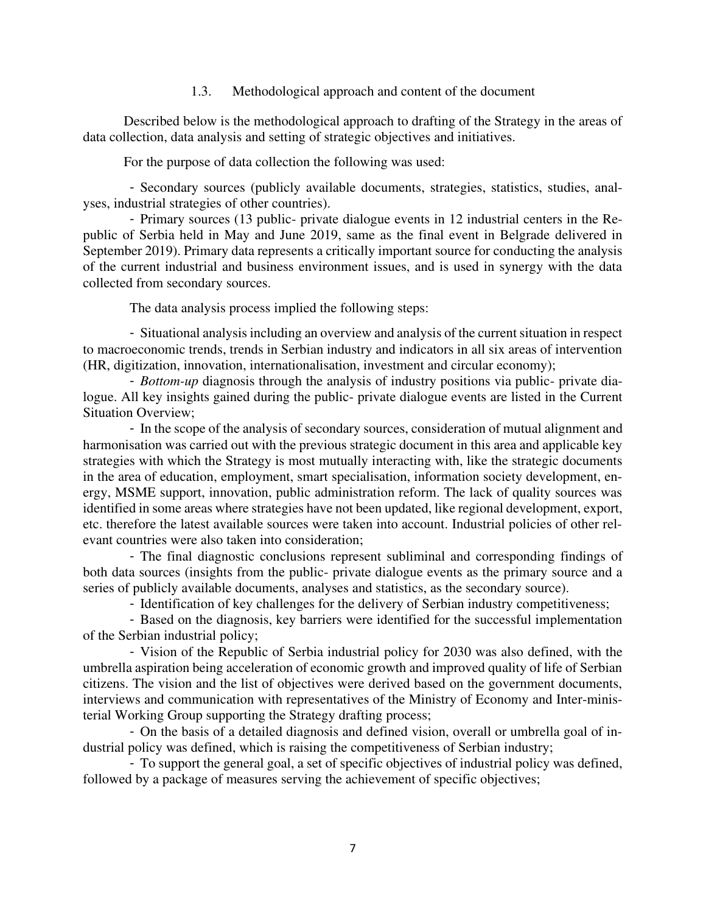### 1.3. Methodological approach and content of the document

Described below is the methodological approach to drafting of the Strategy in the areas of data collection, data analysis and setting of strategic objectives and initiatives.

For the purpose of data collection the following was used:

- Secondary sources (publicly available documents, strategies, statistics, studies, analyses, industrial strategies of other countries).
- Primary sources (13 public- private dialogue events in 12 industrial centers in the Republic of Serbia held in May and June 2019, same as the final event in Belgrade delivered in September 2019). Primary data represents a critically important source for conducting the analysis of the current industrial and business environment issues, and is used in synergy with the data collected from secondary sources.

The data analysis process implied the following steps:

- Situational analysis including an overview and analysis of the current situation in respect to macroeconomic trends, trends in Serbian industry and indicators in all six areas of intervention (HR, digitization, innovation, internationalisation, investment and circular economy);
- *Bottom-up* diagnosis through the analysis of industry positions via public- private dialogue. All key insights gained during the public- private dialogue events are listed in the Current Situation Overview;
- In the scope of the analysis of secondary sources, consideration of mutual alignment and harmonisation was carried out with the previous strategic document in this area and applicable key strategies with which the Strategy is most mutually interacting with, like the strategic documents in the area of education, employment, smart specialisation, information society development, energy, MSME support, innovation, public administration reform. The lack of quality sources was identified in some areas where strategies have not been updated, like regional development, export, etc. therefore the latest available sources were taken into account. Industrial policies of other relevant countries were also taken into consideration;
- The final diagnostic conclusions represent subliminal and corresponding findings of both data sources (insights from the public- private dialogue events as the primary source and a series of publicly available documents, analyses and statistics, as the secondary source).
- Identification of key challenges for the delivery of Serbian industry competitiveness;
- Based on the diagnosis, key barriers were identified for the successful implementation of the Serbian industrial policy;
- Vision of the Republic of Serbia industrial policy for 2030 was also defined, with the umbrella aspiration being acceleration of economic growth and improved quality of life of Serbian citizens. The vision and the list of objectives were derived based on the government documents, interviews and communication with representatives of the Ministry of Economy and Inter-ministerial Working Group supporting the Strategy drafting process;
- On the basis of a detailed diagnosis and defined vision, overall or umbrella goal of industrial policy was defined, which is raising the competitiveness of Serbian industry;
- To support the general goal, a set of specific objectives of industrial policy was defined, followed by a package of measures serving the achievement of specific objectives;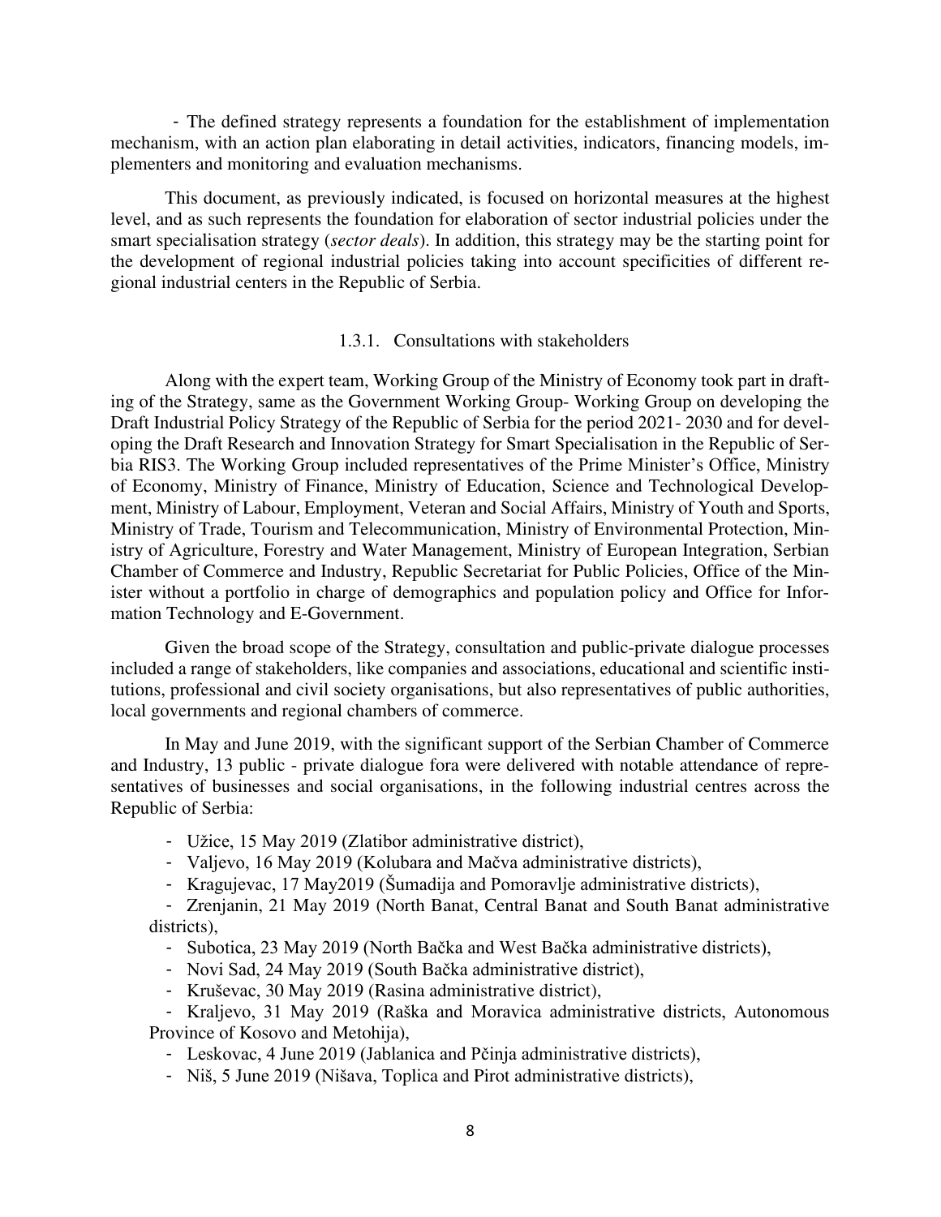- The defined strategy represents a foundation for the establishment of implementation mechanism, with an action plan elaborating in detail activities, indicators, financing models, implementers and monitoring and evaluation mechanisms.

This document, as previously indicated, is focused on horizontal measures at the highest level, and as such represents the foundation for elaboration of sector industrial policies under the smart specialisation strategy (*sector deals*). In addition, this strategy may be the starting point for the development of regional industrial policies taking into account specificities of different regional industrial centers in the Republic of Serbia.

### 1.3.1. Consultations with stakeholders

Along with the expert team, Working Group of the Ministry of Economy took part in drafting of the Strategy, same as the Government Working Group- Working Group on developing the Draft Industrial Policy Strategy of the Republic of Serbia for the period 2021- 2030 and for developing the Draft Research and Innovation Strategy for Smart Specialisation in the Republic of Serbia RIS3. The Working Group included representatives of the Prime Minister's Office, Ministry of Economy, Ministry of Finance, Ministry of Education, Science and Technological Development, Ministry of Labour, Employment, Veteran and Social Affairs, Ministry of Youth and Sports, Ministry of Trade, Tourism and Telecommunication, Ministry of Environmental Protection, Ministry of Agriculture, Forestry and Water Management, Ministry of European Integration, Serbian Chamber of Commerce and Industry, Republic Secretariat for Public Policies, Office of the Minister without a portfolio in charge of demographics and population policy and Office for Information Technology and E-Government.

Given the broad scope of the Strategy, consultation and public-private dialogue processes included a range of stakeholders, like companies and associations, educational and scientific institutions, professional and civil society organisations, but also representatives of public authorities, local governments and regional chambers of commerce.

In May and June 2019, with the significant support of the Serbian Chamber of Commerce and Industry, 13 public - private dialogue fora were delivered with notable attendance of representatives of businesses and social organisations, in the following industrial centres across the Republic of Serbia:

- Užice, 15 May 2019 (Zlatibor administrative district),
- Valjevo, 16 May 2019 (Kolubara and Mačva administrative districts),
- Kragujevac, 17 May2019 (Šumadija and Pomoravlje administrative districts),
- Zrenjanin, 21 May 2019 (North Banat, Central Banat and South Banat administrative districts),
- Subotica, 23 May 2019 (North Bačka and West Bačka administrative districts),
- Novi Sad, 24 May 2019 (South Bačka administrative district),
- Kruševac, 30 May 2019 (Rasina administrative district),
- Kraljevo, 31 May 2019 (Raška and Moravica administrative districts, Autonomous Province of Kosovo and Metohija),
- Leskovac, 4 June 2019 (Jablanica and Pčinja administrative districts),
- Niš, 5 June 2019 (Nišava, Toplica and Pirot administrative districts),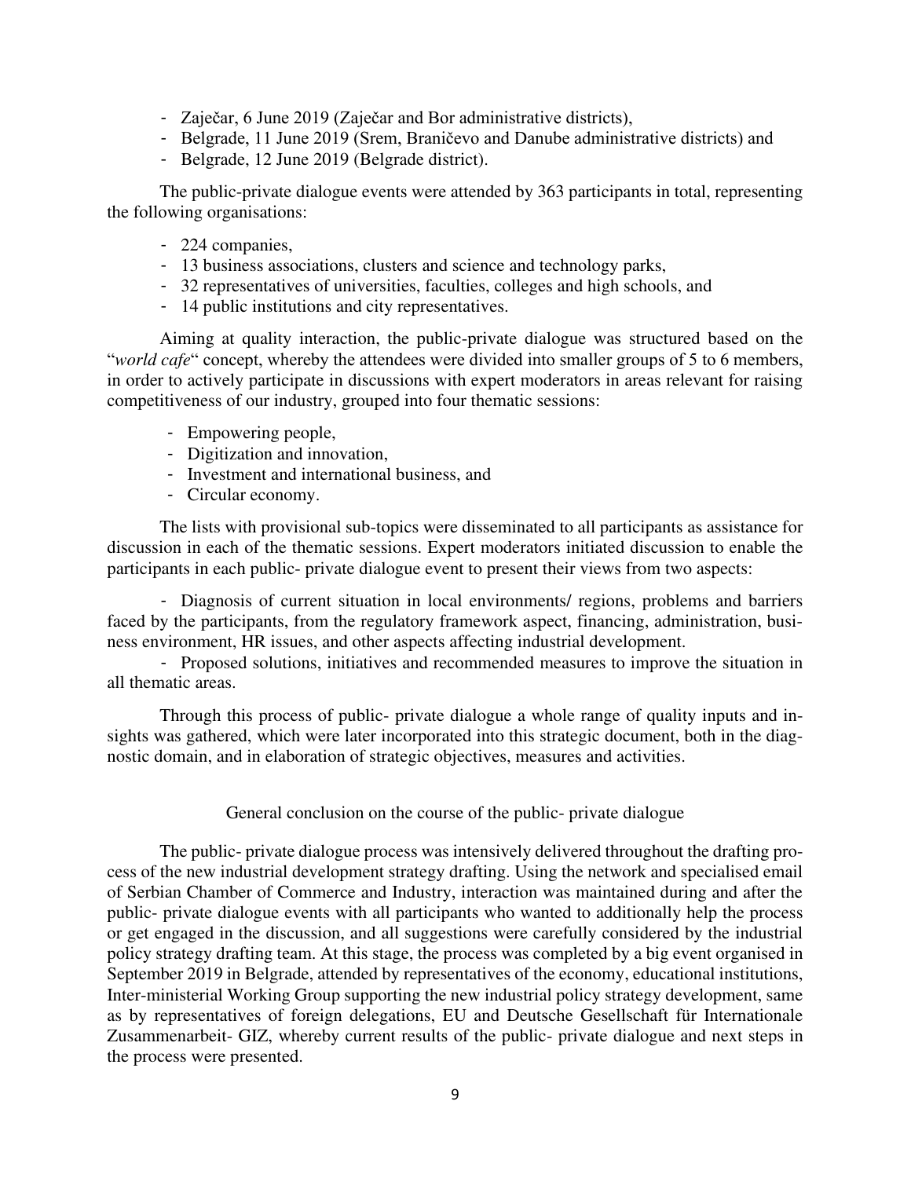- Zaječar, 6 June 2019 (Zaječar and Bor administrative districts),
- Belgrade, 11 June 2019 (Srem, Braničevo and Danube administrative districts) and
- Belgrade, 12 June 2019 (Belgrade district).

The public-private dialogue events were attended by 363 participants in total, representing the following organisations:

- 224 companies,
- 13 business associations, clusters and science and technology parks,
- 32 representatives of universities, faculties, colleges and high schools, and
- 14 public institutions and city representatives.

Aiming at quality interaction, the public-private dialogue was structured based on the "*world cafe*" concept, whereby the attendees were divided into smaller groups of 5 to 6 members, in order to actively participate in discussions with expert moderators in areas relevant for raising competitiveness of our industry, grouped into four thematic sessions:

- Empowering people,
- Digitization and innovation,
- Investment and international business, and
- Circular economy.

The lists with provisional sub-topics were disseminated to all participants as assistance for discussion in each of the thematic sessions. Expert moderators initiated discussion to enable the participants in each public- private dialogue event to present their views from two aspects:

- Diagnosis of current situation in local environments/ regions, problems and barriers faced by the participants, from the regulatory framework aspect, financing, administration, business environment, HR issues, and other aspects affecting industrial development.
- Proposed solutions, initiatives and recommended measures to improve the situation in all thematic areas.

Through this process of public- private dialogue a whole range of quality inputs and insights was gathered, which were later incorporated into this strategic document, both in the diagnostic domain, and in elaboration of strategic objectives, measures and activities.

General conclusion on the course of the public- private dialogue

The public- private dialogue process was intensively delivered throughout the drafting process of the new industrial development strategy drafting. Using the network and specialised email of Serbian Chamber of Commerce and Industry, interaction was maintained during and after the public- private dialogue events with all participants who wanted to additionally help the process or get engaged in the discussion, and all suggestions were carefully considered by the industrial policy strategy drafting team. At this stage, the process was completed by a big event organised in September 2019 in Belgrade, attended by representatives of the economy, educational institutions, Inter-ministerial Working Group supporting the new industrial policy strategy development, same as by representatives of foreign delegations, EU and Deutsche Gesellschaft für Internationale Zusammenarbeit- GIZ, whereby current results of the public- private dialogue and next steps in the process were presented.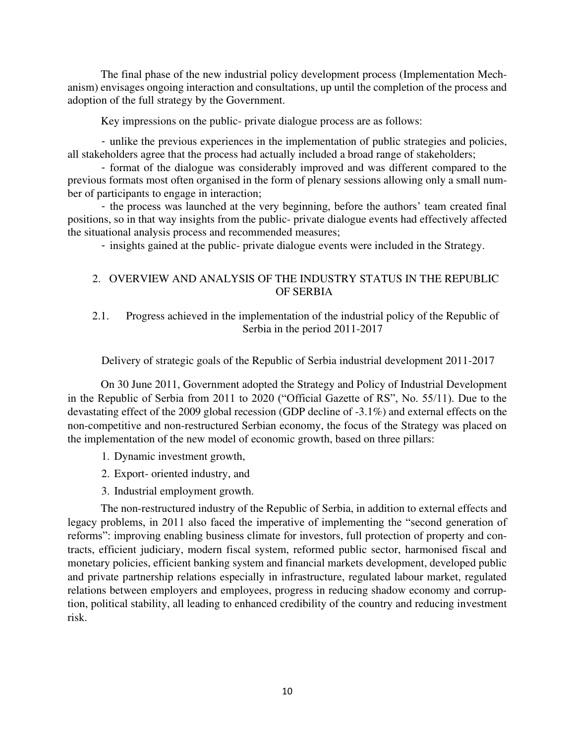The final phase of the new industrial policy development process (Implementation Mechanism) envisages ongoing interaction and consultations, up until the completion of the process and adoption of the full strategy by the Government.

Key impressions on the public- private dialogue process are as follows:

- unlike the previous experiences in the implementation of public strategies and policies, all stakeholders agree that the process had actually included a broad range of stakeholders;
- format of the dialogue was considerably improved and was different compared to the previous formats most often organised in the form of plenary sessions allowing only a small number of participants to engage in interaction;
- the process was launched at the very beginning, before the authors' team created final positions, so in that way insights from the public- private dialogue events had effectively affected the situational analysis process and recommended measures;
- insights gained at the public- private dialogue events were included in the Strategy.

## 2. OVERVIEW AND ANALYSIS OF THE INDUSTRY STATUS IN THE REPUBLIC OF SERBIA

### 2.1. Progress achieved in the implementation of the industrial policy of the Republic of Serbia in the period 2011-2017

Delivery of strategic goals of the Republic of Serbia industrial development 2011-2017

On 30 June 2011, Government adopted the Strategy and Policy of Industrial Development in the Republic of Serbia from 2011 to 2020 ("Official Gazette of RS", No. 55/11). Due to the devastating effect of the 2009 global recession (GDP decline of -3.1%) and external effects on the non-competitive and non-restructured Serbian economy, the focus of the Strategy was placed on the implementation of the new model of economic growth, based on three pillars:

1. Dynamic investment growth,
2. Export- oriented industry, and
3. Industrial employment growth.

The non-restructured industry of the Republic of Serbia, in addition to external effects and legacy problems, in 2011 also faced the imperative of implementing the "second generation of reforms": improving enabling business climate for investors, full protection of property and contracts, efficient judiciary, modern fiscal system, reformed public sector, harmonised fiscal and monetary policies, efficient banking system and financial markets development, developed public and private partnership relations especially in infrastructure, regulated labour market, regulated relations between employers and employees, progress in reducing shadow economy and corruption, political stability, all leading to enhanced credibility of the country and reducing investment risk.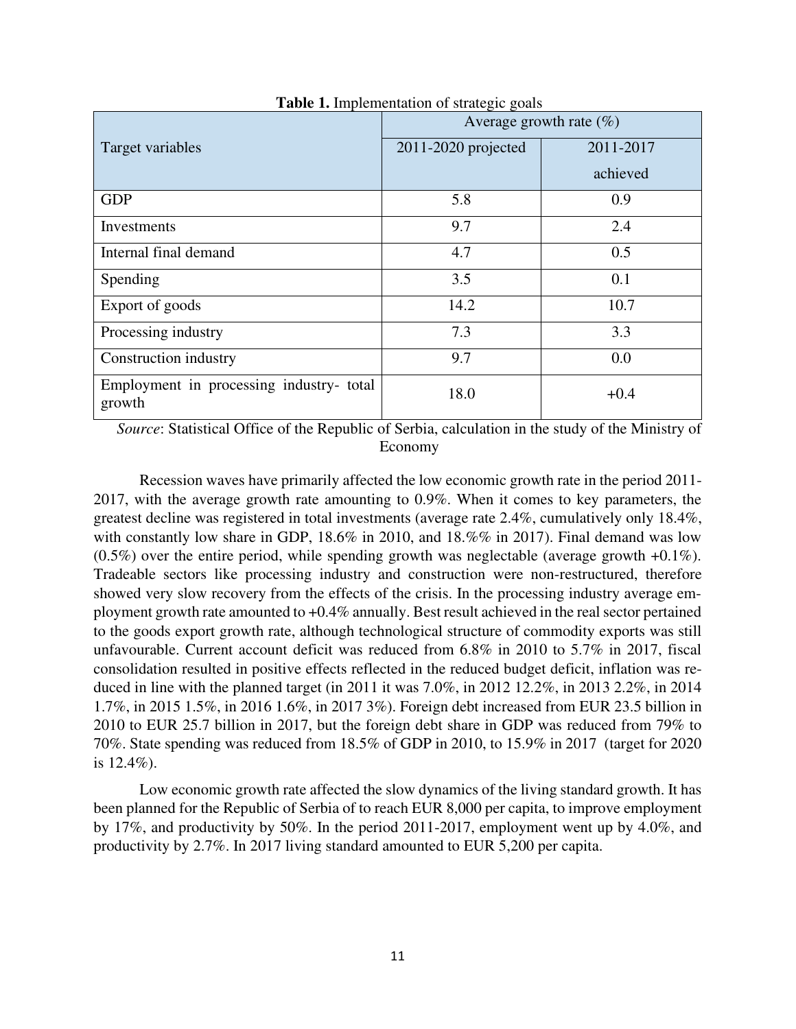**Table 1.** Implementation of strategic goals

| Target variables | Average growth rate (%) | |
|---|---|---|
| | 2011-2020 projected | 2011-2017 achieved |
| GDP | 5.8 | 0.9 |
| Investments | 9.7 | 2.4 |
| Internal final demand | 4.7 | 0.5 |
| Spending | 3.5 | 0.1 |
| Export of goods | 14.2 | 10.7 |
| Processing industry | 7.3 | 3.3 |
| Construction industry | 9.7 | 0.0 |
| Employment in processing industry- total growth | 18.0 | +0.4 |

*Source*: Statistical Office of the Republic of Serbia, calculation in the study of the Ministry of Economy

Recession waves have primarily affected the low economic growth rate in the period 2011-2017, with the average growth rate amounting to 0.9%. When it comes to key parameters, the greatest decline was registered in total investments (average rate 2.4%, cumulatively only 18.4%, with constantly low share in GDP, 18.6% in 2010, and 18.%% in 2017). Final demand was low (0.5%) over the entire period, while spending growth was neglectable (average growth +0.1%). Tradeable sectors like processing industry and construction were non-restructured, therefore showed very slow recovery from the effects of the crisis. In the processing industry average employment growth rate amounted to +0.4% annually. Best result achieved in the real sector pertained to the goods export growth rate, although technological structure of commodity exports was still unfavourable. Current account deficit was reduced from 6.8% in 2010 to 5.7% in 2017, fiscal consolidation resulted in positive effects reflected in the reduced budget deficit, inflation was reduced in line with the planned target (in 2011 it was 7.0%, in 2012 12.2%, in 2013 2.2%, in 2014 1.7%, in 2015 1.5%, in 2016 1.6%, in 2017 3%). Foreign debt increased from EUR 23.5 billion in 2010 to EUR 25.7 billion in 2017, but the foreign debt share in GDP was reduced from 79% to 70%. State spending was reduced from 18.5% of GDP in 2010, to 15.9% in 2017 (target for 2020 is 12.4%).

Low economic growth rate affected the slow dynamics of the living standard growth. It has been planned for the Republic of Serbia of to reach EUR 8,000 per capita, to improve employment by 17%, and productivity by 50%. In the period 2011-2017, employment went up by 4.0%, and productivity by 2.7%. In 2017 living standard amounted to EUR 5,200 per capita.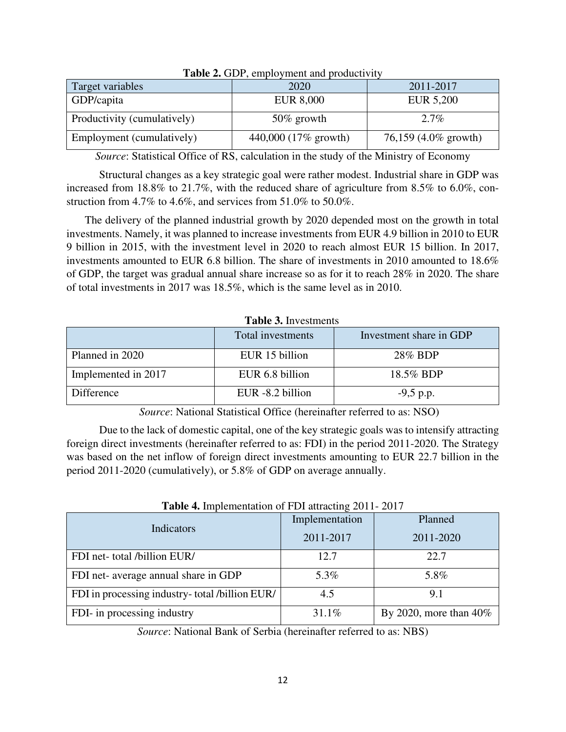**Table 2.** GDP, employment and productivity

| Target variables | 2020 | 2011-2017 |
|---|---|---|
| GDP/capita | EUR 8,000 | EUR 5,200 |
| Productivity (cumulatively) | 50% growth | 2.7% |
| Employment (cumulatively) | 440,000 (17% growth) | 76,159 (4.0% growth) |

*Source*: Statistical Office of RS, calculation in the study of the Ministry of Economy

Structural changes as a key strategic goal were rather modest. Industrial share in GDP was increased from 18.8% to 21.7%, with the reduced share of agriculture from 8.5% to 6.0%, construction from 4.7% to 4.6%, and services from 51.0% to 50.0%.

The delivery of the planned industrial growth by 2020 depended most on the growth in total investments. Namely, it was planned to increase investments from EUR 4.9 billion in 2010 to EUR 9 billion in 2015, with the investment level in 2020 to reach almost EUR 15 billion. In 2017, investments amounted to EUR 6.8 billion. The share of investments in 2010 amounted to 18.6% of GDP, the target was gradual annual share increase so as for it to reach 28% in 2020. The share of total investments in 2017 was 18.5%, which is the same level as in 2010.

**Table 3.** Investments

| | Total investments | Investment share in GDP |
|---|---|---|
| Planned in 2020 | EUR 15 billion | 28% BDP |
| Implemented in 2017 | EUR 6.8 billion | 18.5% BDP |
| Difference | EUR -8.2 billion | -9,5 p.p. |

*Source*: National Statistical Office (hereinafter referred to as: NSO)

Due to the lack of domestic capital, one of the key strategic goals was to intensify attracting foreign direct investments (hereinafter referred to as: FDI) in the period 2011-2020. The Strategy was based on the net inflow of foreign direct investments amounting to EUR 22.7 billion in the period 2011-2020 (cumulatively), or 5.8% of GDP on average annually.

**Table 4.** Implementation of FDI attracting 2011- 2017

| Indicators | Implementation 2011-2017 | Planned 2011-2020 |
|---|---|---|
| FDI net- total /billion EUR/ | 12.7 | 22.7 |
| FDI net- average annual share in GDP | 5.3% | 5.8% |
| FDI in processing industry- total /billion EUR/ | 4.5 | 9.1 |
| FDI- in processing industry | 31.1% | By 2020, more than 40% |

*Source*: National Bank of Serbia (hereinafter referred to as: NBS)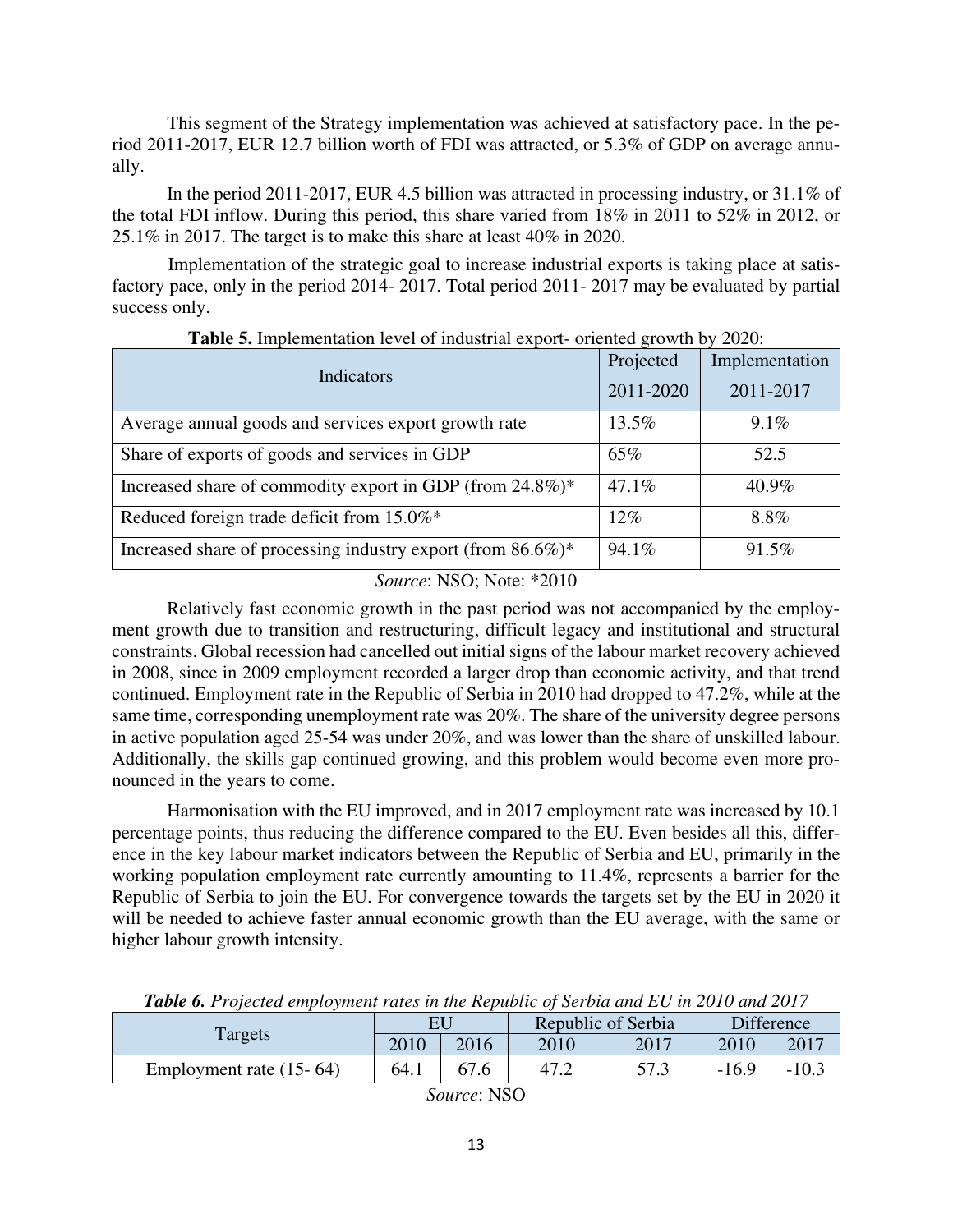This segment of the Strategy implementation was achieved at satisfactory pace. In the period 2011-2017, EUR 12.7 billion worth of FDI was attracted, or 5.3% of GDP on average annually.

In the period 2011-2017, EUR 4.5 billion was attracted in processing industry, or 31.1% of the total FDI inflow. During this period, this share varied from 18% in 2011 to 52% in 2012, or 25.1% in 2017. The target is to make this share at least 40% in 2020.

Implementation of the strategic goal to increase industrial exports is taking place at satisfactory pace, only in the period 2014- 2017. Total period 2011- 2017 may be evaluated by partial success only.

**Table 5.** Implementation level of industrial export- oriented growth by 2020:

| Indicators | Projected 2011-2020 | Implementation 2011-2017 |
|---|---|---|
| Average annual goods and services export growth rate | 13.5% | 9.1% |
| Share of exports of goods and services in GDP | 65% | 52.5 |
| Increased share of commodity export in GDP (from 24.8%)* | 47.1% | 40.9% |
| Reduced foreign trade deficit from 15.0%* | 12% | 8.8% |
| Increased share of processing industry export (from 86.6%)* | 94.1% | 91.5% |

*Source*: NSO; Note: *2010

Relatively fast economic growth in the past period was not accompanied by the employment growth due to transition and restructuring, difficult legacy and institutional and structural constraints. Global recession had cancelled out initial signs of the labour market recovery achieved in 2008, since in 2009 employment recorded a larger drop than economic activity, and that trend continued. Employment rate in the Republic of Serbia in 2010 had dropped to 47.2%, while at the same time, corresponding unemployment rate was 20%. The share of the university degree persons in active population aged 25-54 was under 20%, and was lower than the share of unskilled labour. Additionally, the skills gap continued growing, and this problem would become even more pronounced in the years to come.

Harmonisation with the EU improved, and in 2017 employment rate was increased by 10.1 percentage points, thus reducing the difference compared to the EU. Even besides all this, difference in the key labour market indicators between the Republic of Serbia and EU, primarily in the working population employment rate currently amounting to 11.4%, represents a barrier for the Republic of Serbia to join the EU. For convergence towards the targets set by the EU in 2020 it will be needed to achieve faster annual economic growth than the EU average, with the same or higher labour growth intensity.

***Table 6.*** *Projected employment rates in the Republic of Serbia and EU in 2010 and 2017*

| Targets | EU | | Republic of Serbia | | Difference | |
|---|---|---|---|---|---|---|
| | 2010 | 2016 | 2010 | 2017 | 2010 | 2017 |
| Employment rate (15- 64) | 64.1 | 67.6 | 47.2 | 57.3 | -16.9 | -10.3 |

*Source*: NSO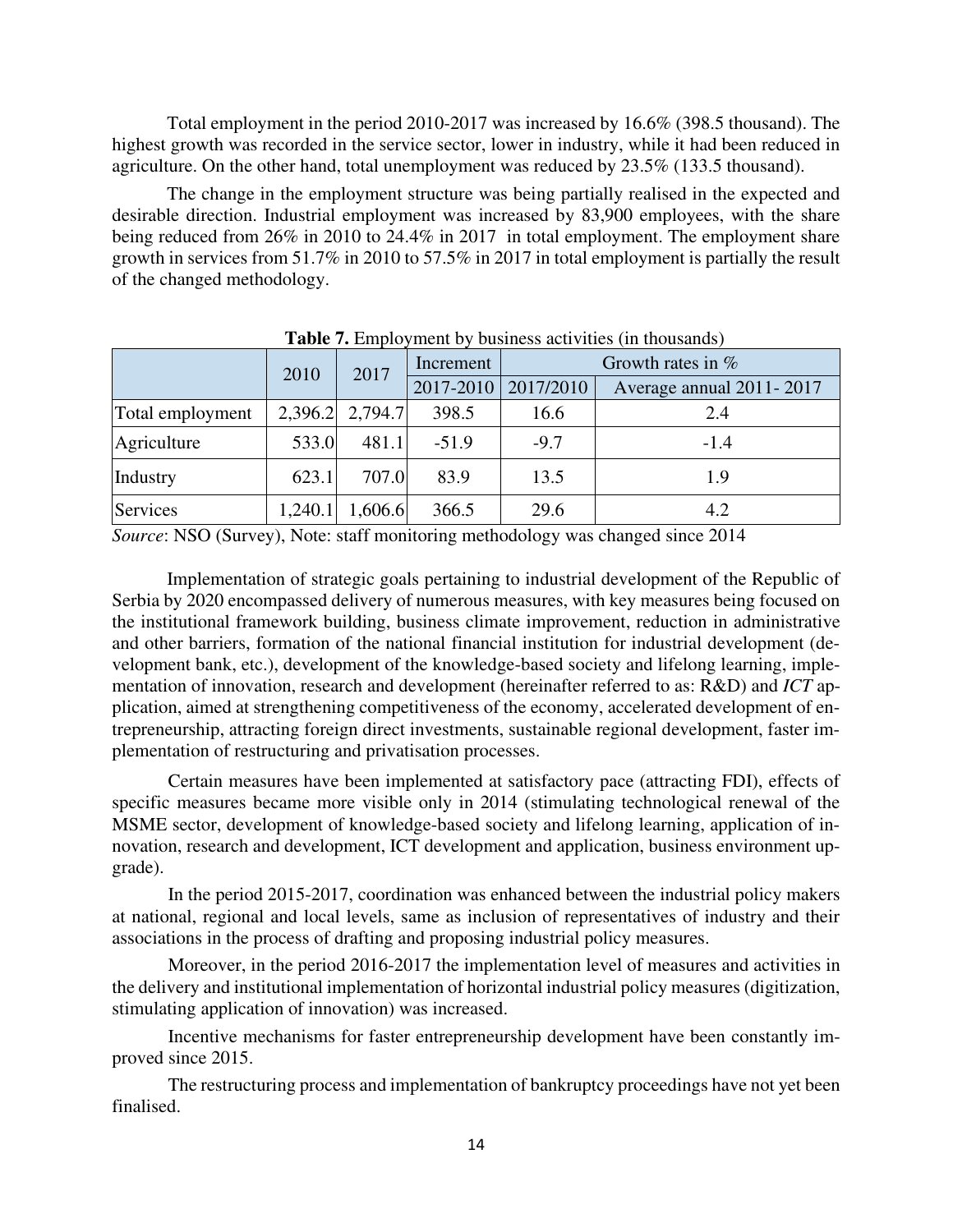Total employment in the period 2010-2017 was increased by 16.6% (398.5 thousand). The highest growth was recorded in the service sector, lower in industry, while it had been reduced in agriculture. On the other hand, total unemployment was reduced by 23.5% (133.5 thousand).

The change in the employment structure was being partially realised in the expected and desirable direction. Industrial employment was increased by 83,900 employees, with the share being reduced from 26% in 2010 to 24.4% in 2017 in total employment. The employment share growth in services from 51.7% in 2010 to 57.5% in 2017 in total employment is partially the result of the changed methodology.

**Table 7.** Employment by business activities (in thousands)

| | 2010 | 2017 | Increment | Growth rates in % | |
|---|---|---|---|---|---|
| | | | 2017-2010 | 2017/2010 | Average annual 2011- 2017 |
| Total employment | 2,396.2 | 2,794.7 | 398.5 | 16.6 | 2.4 |
| Agriculture | 533.0 | 481.1 | -51.9 | -9.7 | -1.4 |
| Industry | 623.1 | 707.0 | 83.9 | 13.5 | 1.9 |
| Services | 1,240.1 | 1,606.6 | 366.5 | 29.6 | 4.2 |

*Source*: NSO (Survey), Note: staff monitoring methodology was changed since 2014

Implementation of strategic goals pertaining to industrial development of the Republic of Serbia by 2020 encompassed delivery of numerous measures, with key measures being focused on the institutional framework building, business climate improvement, reduction in administrative and other barriers, formation of the national financial institution for industrial development (development bank, etc.), development of the knowledge-based society and lifelong learning, implementation of innovation, research and development (hereinafter referred to as: R&D) and *ICT* application, aimed at strengthening competitiveness of the economy, accelerated development of entrepreneurship, attracting foreign direct investments, sustainable regional development, faster implementation of restructuring and privatisation processes.

Certain measures have been implemented at satisfactory pace (attracting FDI), effects of specific measures became more visible only in 2014 (stimulating technological renewal of the MSME sector, development of knowledge-based society and lifelong learning, application of innovation, research and development, ICT development and application, business environment upgrade).

In the period 2015-2017, coordination was enhanced between the industrial policy makers at national, regional and local levels, same as inclusion of representatives of industry and their associations in the process of drafting and proposing industrial policy measures.

Moreover, in the period 2016-2017 the implementation level of measures and activities in the delivery and institutional implementation of horizontal industrial policy measures (digitization, stimulating application of innovation) was increased.

Incentive mechanisms for faster entrepreneurship development have been constantly improved since 2015.

The restructuring process and implementation of bankruptcy proceedings have not yet been finalised.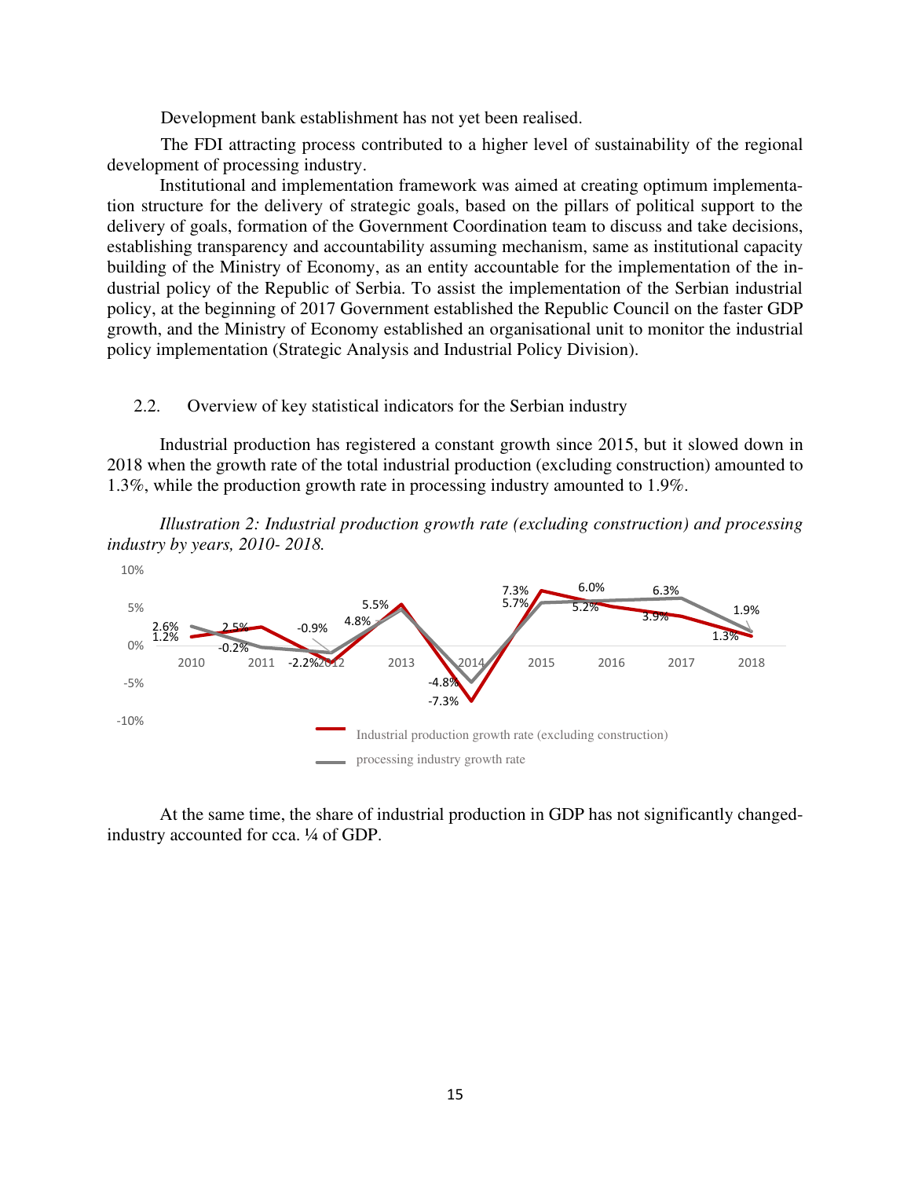Development bank establishment has not yet been realised.

The FDI attracting process contributed to a higher level of sustainability of the regional development of processing industry.

Institutional and implementation framework was aimed at creating optimum implementation structure for the delivery of strategic goals, based on the pillars of political support to the delivery of goals, formation of the Government Coordination team to discuss and take decisions, establishing transparency and accountability assuming mechanism, same as institutional capacity building of the Ministry of Economy, as an entity accountable for the implementation of the industrial policy of the Republic of Serbia. To assist the implementation of the Serbian industrial policy, at the beginning of 2017 Government established the Republic Council on the faster GDP growth, and the Ministry of Economy established an organisational unit to monitor the industrial policy implementation (Strategic Analysis and Industrial Policy Division).

## 2.2. Overview of key statistical indicators for the Serbian industry

Industrial production has registered a constant growth since 2015, but it slowed down in 2018 when the growth rate of the total industrial production (excluding construction) amounted to 1.3%, while the production growth rate in processing industry amounted to 1.9%.

*Illustration 2: Industrial production growth rate (excluding construction) and processing industry by years, 2010- 2018.*

| Year | Industrial production growth rate (excluding construction) | processing industry growth rate |
|---|---|---|
| 2010 | 1.2% | 2.6% |
| 2011 | 2.5% | -0.2% |
| 2012 | -2.2% | -0.9% |
| 2013 | 5.5% | 4.8% |
| 2014 | -7.3% | -4.8% |
| 2015 | 7.3% | 5.7% |
| 2016 | 5.2% | 6.0% |
| 2017 | 3.9% | 6.3% |
| 2018 | 1.3% | 1.9% |

At the same time, the share of industrial production in GDP has not significantly changed- industry accounted for cca. ¼ of GDP.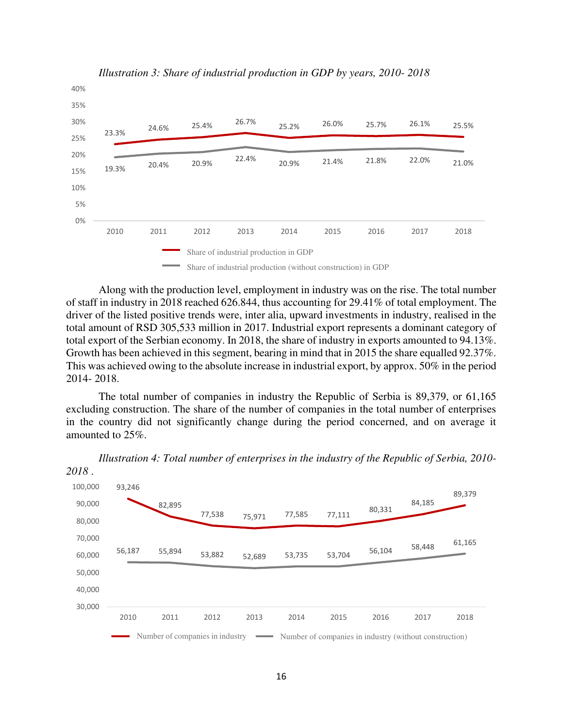*Illustration 3: Share of industrial production in GDP by years, 2010- 2018*

| | 2010 | 2011 | 2012 | 2013 | 2014 | 2015 | 2016 | 2017 | 2018 |
|---|---|---|---|---|---|---|---|---|---|
| Share of industrial production in GDP | 23.3% | 24.6% | 25.4% | 26.7% | 25.2% | 26.0% | 25.7% | 26.1% | 25.5% |
| Share of industrial production (without construction) in GDP | 19.3% | 20.4% | 20.9% | 22.4% | 20.9% | 21.4% | 21.8% | 22.0% | 21.0% |

Along with the production level, employment in industry was on the rise. The total number of staff in industry in 2018 reached 626.844, thus accounting for 29.41% of total employment. The driver of the listed positive trends were, inter alia, upward investments in industry, realised in the total amount of RSD 305,533 million in 2017. Industrial export represents a dominant category of total export of the Serbian economy. In 2018, the share of industry in exports amounted to 94.13%. Growth has been achieved in this segment, bearing in mind that in 2015 the share equalled 92.37%. This was achieved owing to the absolute increase in industrial export, by approx. 50% in the period 2014- 2018.

The total number of companies in industry the Republic of Serbia is 89,379, or 61,165 excluding construction. The share of the number of companies in the total number of enterprises in the country did not significantly change during the period concerned, and on average it amounted to 25%.

*Illustration 4: Total number of enterprises in the industry of the Republic of Serbia, 2010- 2018 .*

| | 2010 | 2011 | 2012 | 2013 | 2014 | 2015 | 2016 | 2017 | 2018 |
|---|---|---|---|---|---|---|---|---|---|
| Number of companies in industry | 93,246 | 82,895 | 77,538 | 75,971 | 77,585 | 77,111 | 80,331 | 84,185 | 89,379 |
| Number of companies in industry (without construction) | 56,187 | 55,894 | 53,882 | 52,689 | 53,735 | 53,704 | 56,104 | 58,448 | 61,165 |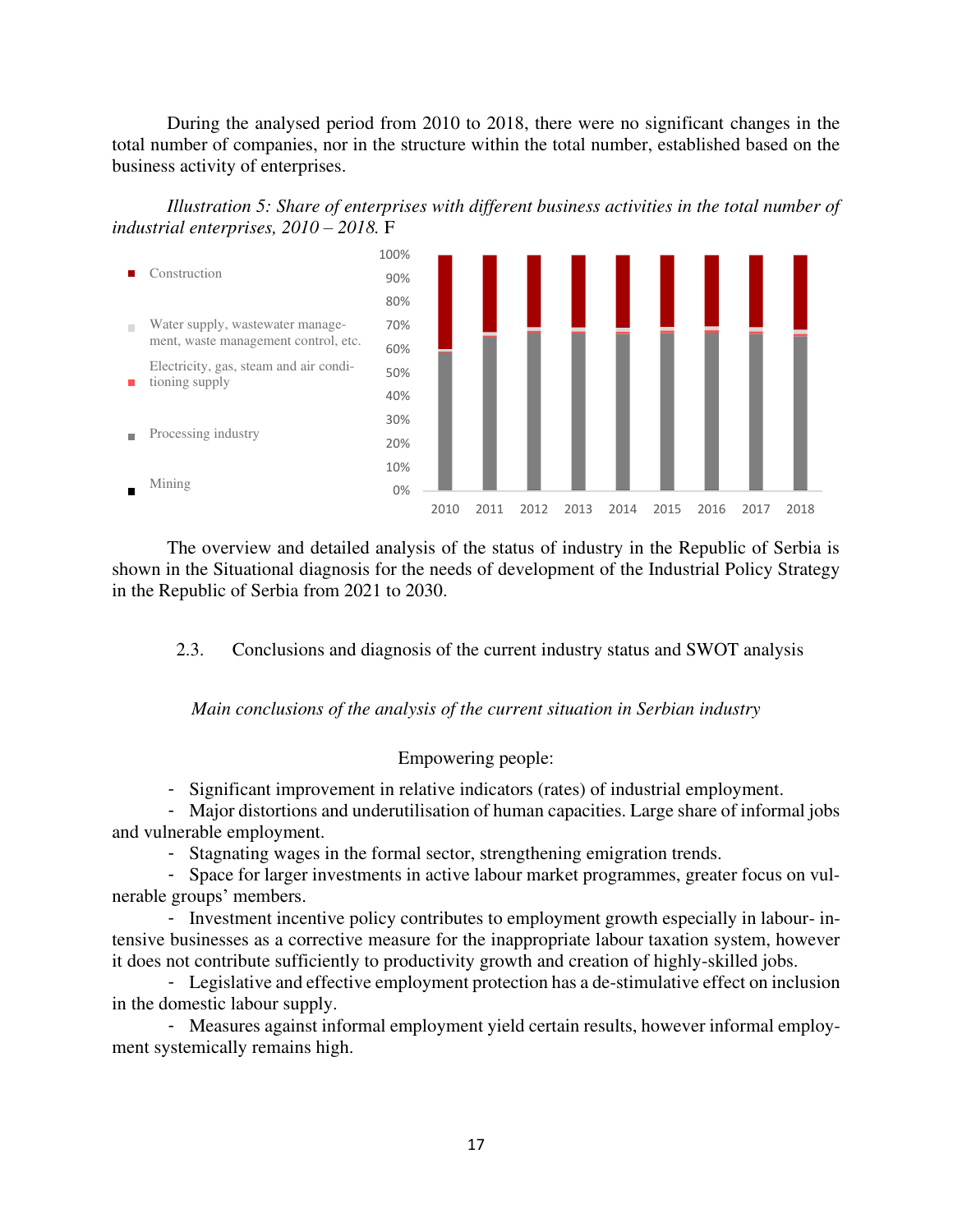During the analysed period from 2010 to 2018, there were no significant changes in the total number of companies, nor in the structure within the total number, established based on the business activity of enterprises.

*Illustration 5: Share of enterprises with different business activities in the total number of industrial enterprises, 2010 – 2018.* F

The overview and detailed analysis of the status of industry in the Republic of Serbia is shown in the Situational diagnosis for the needs of development of the Industrial Policy Strategy in the Republic of Serbia from 2021 to 2030.

## 2.3. Conclusions and diagnosis of the current industry status and SWOT analysis

*Main conclusions of the analysis of the current situation in Serbian industry*

Empowering people:

- Significant improvement in relative indicators (rates) of industrial employment.
- Major distortions and underutilisation of human capacities. Large share of informal jobs and vulnerable employment.
- Stagnating wages in the formal sector, strengthening emigration trends.
- Space for larger investments in active labour market programmes, greater focus on vulnerable groups' members.
- Investment incentive policy contributes to employment growth especially in labour- intensive businesses as a corrective measure for the inappropriate labour taxation system, however it does not contribute sufficiently to productivity growth and creation of highly-skilled jobs.
- Legislative and effective employment protection has a de-stimulative effect on inclusion in the domestic labour supply.
- Measures against informal employment yield certain results, however informal employment systemically remains high.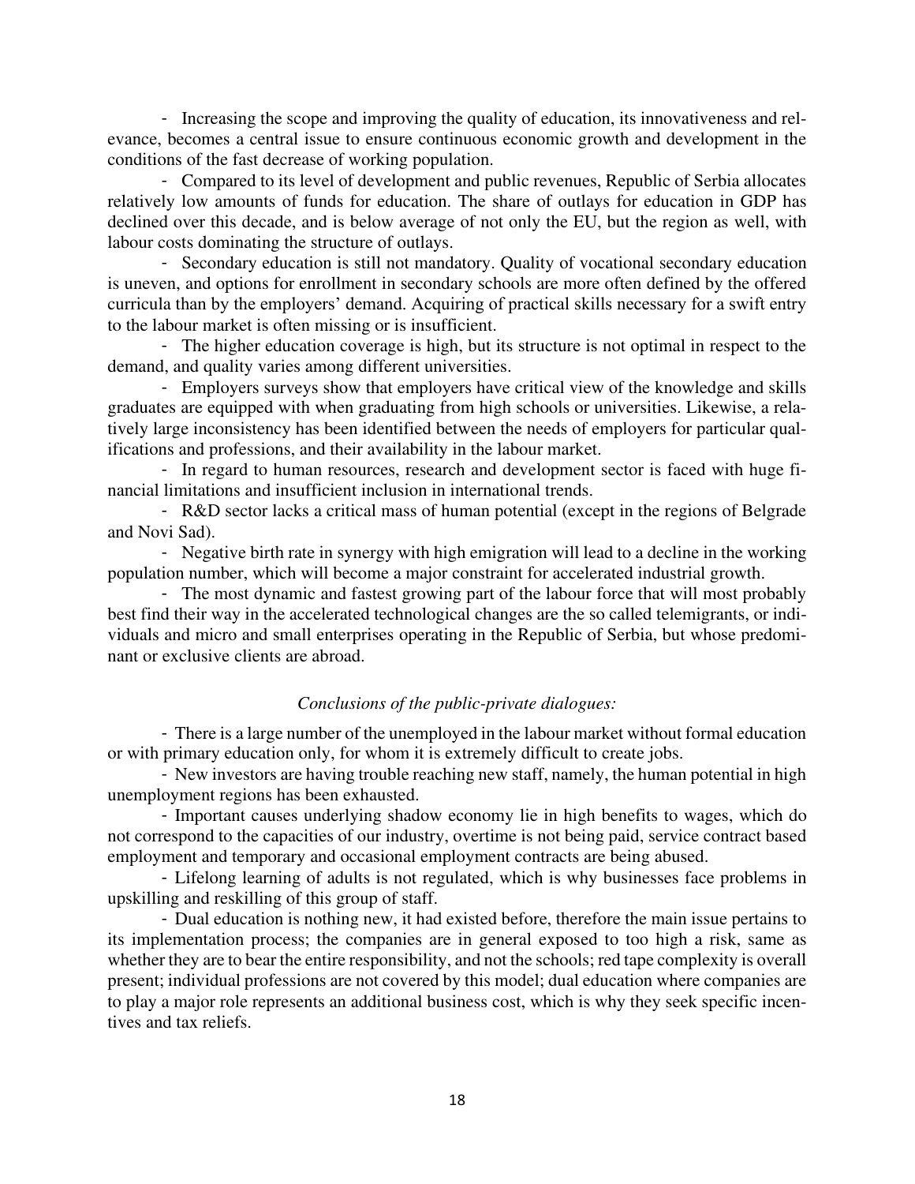- Increasing the scope and improving the quality of education, its innovativeness and relevance, becomes a central issue to ensure continuous economic growth and development in the conditions of the fast decrease of working population.

- Compared to its level of development and public revenues, Republic of Serbia allocates relatively low amounts of funds for education. The share of outlays for education in GDP has declined over this decade, and is below average of not only the EU, but the region as well, with labour costs dominating the structure of outlays.

- Secondary education is still not mandatory. Quality of vocational secondary education is uneven, and options for enrollment in secondary schools are more often defined by the offered curricula than by the employers' demand. Acquiring of practical skills necessary for a swift entry to the labour market is often missing or is insufficient.

- The higher education coverage is high, but its structure is not optimal in respect to the demand, and quality varies among different universities.

- Employers surveys show that employers have critical view of the knowledge and skills graduates are equipped with when graduating from high schools or universities. Likewise, a relatively large inconsistency has been identified between the needs of employers for particular qualifications and professions, and their availability in the labour market.

- In regard to human resources, research and development sector is faced with huge financial limitations and insufficient inclusion in international trends.

- R&D sector lacks a critical mass of human potential (except in the regions of Belgrade and Novi Sad).

- Negative birth rate in synergy with high emigration will lead to a decline in the working population number, which will become a major constraint for accelerated industrial growth.

- The most dynamic and fastest growing part of the labour force that will most probably best find their way in the accelerated technological changes are the so called telemigrants, or individuals and micro and small enterprises operating in the Republic of Serbia, but whose predominant or exclusive clients are abroad.

*Conclusions of the public-private dialogues:*

- There is a large number of the unemployed in the labour market without formal education or with primary education only, for whom it is extremely difficult to create jobs.

- New investors are having trouble reaching new staff, namely, the human potential in high unemployment regions has been exhausted.

- Important causes underlying shadow economy lie in high benefits to wages, which do not correspond to the capacities of our industry, overtime is not being paid, service contract based employment and temporary and occasional employment contracts are being abused.

- Lifelong learning of adults is not regulated, which is why businesses face problems in upskilling and reskilling of this group of staff.

- Dual education is nothing new, it had existed before, therefore the main issue pertains to its implementation process; the companies are in general exposed to too high a risk, same as whether they are to bear the entire responsibility, and not the schools; red tape complexity is overall present; individual professions are not covered by this model; dual education where companies are to play a major role represents an additional business cost, which is why they seek specific incentives and tax reliefs.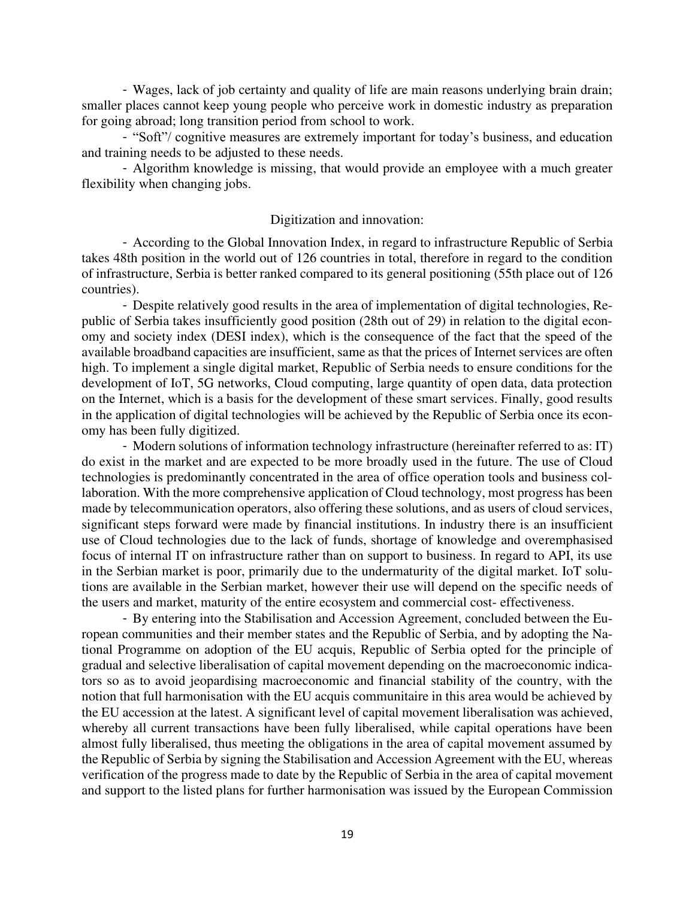- Wages, lack of job certainty and quality of life are main reasons underlying brain drain; smaller places cannot keep young people who perceive work in domestic industry as preparation for going abroad; long transition period from school to work.

- "Soft"/ cognitive measures are extremely important for today's business, and education and training needs to be adjusted to these needs.

- Algorithm knowledge is missing, that would provide an employee with a much greater flexibility when changing jobs.

Digitization and innovation:

- According to the Global Innovation Index, in regard to infrastructure Republic of Serbia takes 48th position in the world out of 126 countries in total, therefore in regard to the condition of infrastructure, Serbia is better ranked compared to its general positioning (55th place out of 126 countries).

- Despite relatively good results in the area of implementation of digital technologies, Republic of Serbia takes insufficiently good position (28th out of 29) in relation to the digital economy and society index (DESI index), which is the consequence of the fact that the speed of the available broadband capacities are insufficient, same as that the prices of Internet services are often high. To implement a single digital market, Republic of Serbia needs to ensure conditions for the development of IoT, 5G networks, Cloud computing, large quantity of open data, data protection on the Internet, which is a basis for the development of these smart services. Finally, good results in the application of digital technologies will be achieved by the Republic of Serbia once its economy has been fully digitized.

- Modern solutions of information technology infrastructure (hereinafter referred to as: IT) do exist in the market and are expected to be more broadly used in the future. The use of Cloud technologies is predominantly concentrated in the area of office operation tools and business collaboration. With the more comprehensive application of Cloud technology, most progress has been made by telecommunication operators, also offering these solutions, and as users of cloud services, significant steps forward were made by financial institutions. In industry there is an insufficient use of Cloud technologies due to the lack of funds, shortage of knowledge and overemphasised focus of internal IT on infrastructure rather than on support to business. In regard to API, its use in the Serbian market is poor, primarily due to the undermaturity of the digital market. IoT solutions are available in the Serbian market, however their use will depend on the specific needs of the users and market, maturity of the entire ecosystem and commercial cost- effectiveness.

- By entering into the Stabilisation and Accession Agreement, concluded between the European communities and their member states and the Republic of Serbia, and by adopting the National Programme on adoption of the EU acquis, Republic of Serbia opted for the principle of gradual and selective liberalisation of capital movement depending on the macroeconomic indicators so as to avoid jeopardising macroeconomic and financial stability of the country, with the notion that full harmonisation with the EU acquis communitaire in this area would be achieved by the EU accession at the latest. A significant level of capital movement liberalisation was achieved, whereby all current transactions have been fully liberalised, while capital operations have been almost fully liberalised, thus meeting the obligations in the area of capital movement assumed by the Republic of Serbia by signing the Stabilisation and Accession Agreement with the EU, whereas verification of the progress made to date by the Republic of Serbia in the area of capital movement and support to the listed plans for further harmonisation was issued by the European Commission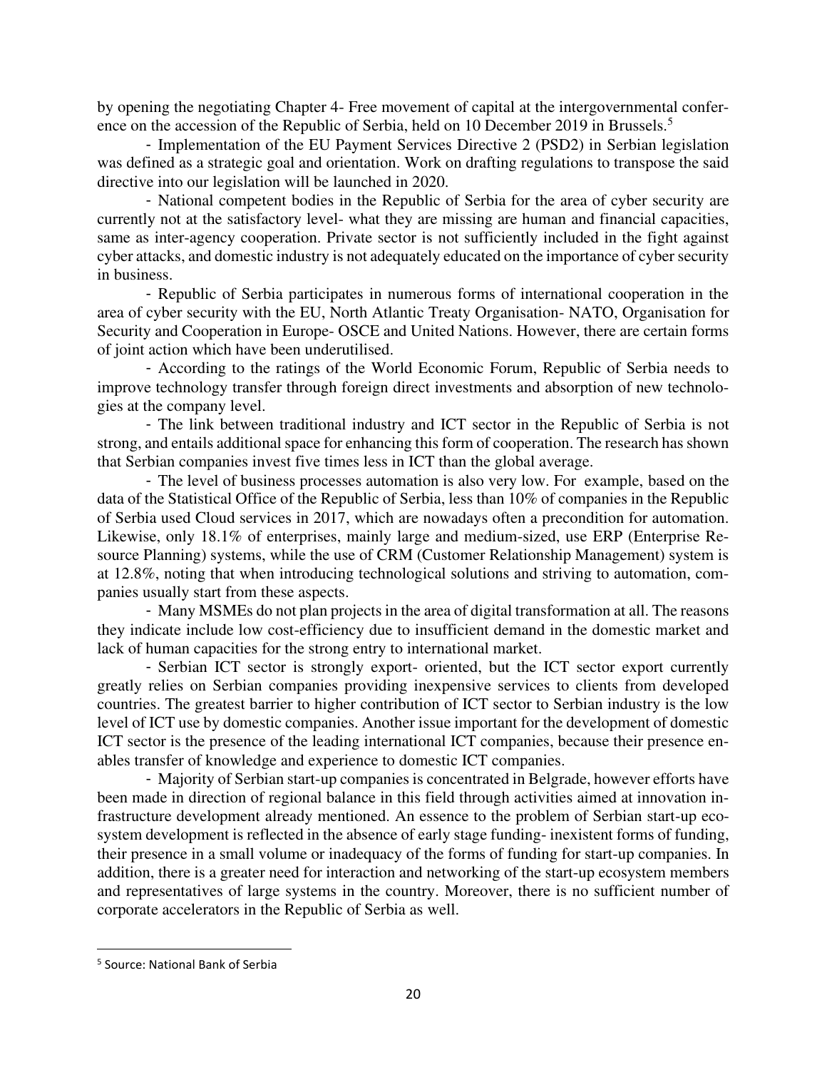by opening the negotiating Chapter 4- Free movement of capital at the intergovernmental conference on the accession of the Republic of Serbia, held on 10 December 2019 in Brussels.[5]

- Implementation of the EU Payment Services Directive 2 (PSD2) in Serbian legislation was defined as a strategic goal and orientation. Work on drafting regulations to transpose the said directive into our legislation will be launched in 2020.

- National competent bodies in the Republic of Serbia for the area of cyber security are currently not at the satisfactory level- what they are missing are human and financial capacities, same as inter-agency cooperation. Private sector is not sufficiently included in the fight against cyber attacks, and domestic industry is not adequately educated on the importance of cyber security in business.

- Republic of Serbia participates in numerous forms of international cooperation in the area of cyber security with the EU, North Atlantic Treaty Organisation- NATO, Organisation for Security and Cooperation in Europe- OSCE and United Nations. However, there are certain forms of joint action which have been underutilised.

- According to the ratings of the World Economic Forum, Republic of Serbia needs to improve technology transfer through foreign direct investments and absorption of new technologies at the company level.

- The link between traditional industry and ICT sector in the Republic of Serbia is not strong, and entails additional space for enhancing this form of cooperation. The research has shown that Serbian companies invest five times less in ICT than the global average.

- The level of business processes automation is also very low. For example, based on the data of the Statistical Office of the Republic of Serbia, less than 10% of companies in the Republic of Serbia used Cloud services in 2017, which are nowadays often a precondition for automation. Likewise, only 18.1% of enterprises, mainly large and medium-sized, use ERP (Enterprise Resource Planning) systems, while the use of CRM (Customer Relationship Management) system is at 12.8%, noting that when introducing technological solutions and striving to automation, companies usually start from these aspects.

- Many MSMEs do not plan projects in the area of digital transformation at all. The reasons they indicate include low cost-efficiency due to insufficient demand in the domestic market and lack of human capacities for the strong entry to international market.

- Serbian ICT sector is strongly export- oriented, but the ICT sector export currently greatly relies on Serbian companies providing inexpensive services to clients from developed countries. The greatest barrier to higher contribution of ICT sector to Serbian industry is the low level of ICT use by domestic companies. Another issue important for the development of domestic ICT sector is the presence of the leading international ICT companies, because their presence enables transfer of knowledge and experience to domestic ICT companies.

- Majority of Serbian start-up companies is concentrated in Belgrade, however efforts have been made in direction of regional balance in this field through activities aimed at innovation infrastructure development already mentioned. An essence to the problem of Serbian start-up ecosystem development is reflected in the absence of early stage funding- inexistent forms of funding, their presence in a small volume or inadequacy of the forms of funding for start-up companies. In addition, there is a greater need for interaction and networking of the start-up ecosystem members and representatives of large systems in the country. Moreover, there is no sufficient number of corporate accelerators in the Republic of Serbia as well.

---

[5] Source: National Bank of Serbia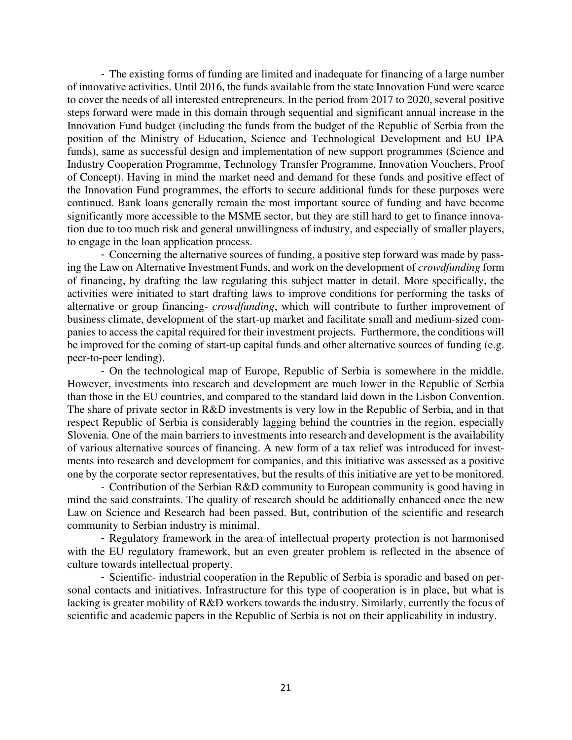- The existing forms of funding are limited and inadequate for financing of a large number of innovative activities. Until 2016, the funds available from the state Innovation Fund were scarce to cover the needs of all interested entrepreneurs. In the period from 2017 to 2020, several positive steps forward were made in this domain through sequential and significant annual increase in the Innovation Fund budget (including the funds from the budget of the Republic of Serbia from the position of the Ministry of Education, Science and Technological Development and EU IPA funds), same as successful design and implementation of new support programmes (Science and Industry Cooperation Programme, Technology Transfer Programme, Innovation Vouchers, Proof of Concept). Having in mind the market need and demand for these funds and positive effect of the Innovation Fund programmes, the efforts to secure additional funds for these purposes were continued. Bank loans generally remain the most important source of funding and have become significantly more accessible to the MSME sector, but they are still hard to get to finance innovation due to too much risk and general unwillingness of industry, and especially of smaller players, to engage in the loan application process.

- Concerning the alternative sources of funding, a positive step forward was made by passing the Law on Alternative Investment Funds, and work on the development of *crowdfunding* form of financing, by drafting the law regulating this subject matter in detail. More specifically, the activities were initiated to start drafting laws to improve conditions for performing the tasks of alternative or group financing- *crowdfunding*, which will contribute to further improvement of business climate, development of the start-up market and facilitate small and medium-sized companies to access the capital required for their investment projects. Furthermore, the conditions will be improved for the coming of start-up capital funds and other alternative sources of funding (e.g. peer-to-peer lending).

- On the technological map of Europe, Republic of Serbia is somewhere in the middle. However, investments into research and development are much lower in the Republic of Serbia than those in the EU countries, and compared to the standard laid down in the Lisbon Convention. The share of private sector in R&D investments is very low in the Republic of Serbia, and in that respect Republic of Serbia is considerably lagging behind the countries in the region, especially Slovenia. One of the main barriers to investments into research and development is the availability of various alternative sources of financing. A new form of a tax relief was introduced for investments into research and development for companies, and this initiative was assessed as a positive one by the corporate sector representatives, but the results of this initiative are yet to be monitored.

- Contribution of the Serbian R&D community to European community is good having in mind the said constraints. The quality of research should be additionally enhanced once the new Law on Science and Research had been passed. But, contribution of the scientific and research community to Serbian industry is minimal.

- Regulatory framework in the area of intellectual property protection is not harmonised with the EU regulatory framework, but an even greater problem is reflected in the absence of culture towards intellectual property.

- Scientific- industrial cooperation in the Republic of Serbia is sporadic and based on personal contacts and initiatives. Infrastructure for this type of cooperation is in place, but what is lacking is greater mobility of R&D workers towards the industry. Similarly, currently the focus of scientific and academic papers in the Republic of Serbia is not on their applicability in industry.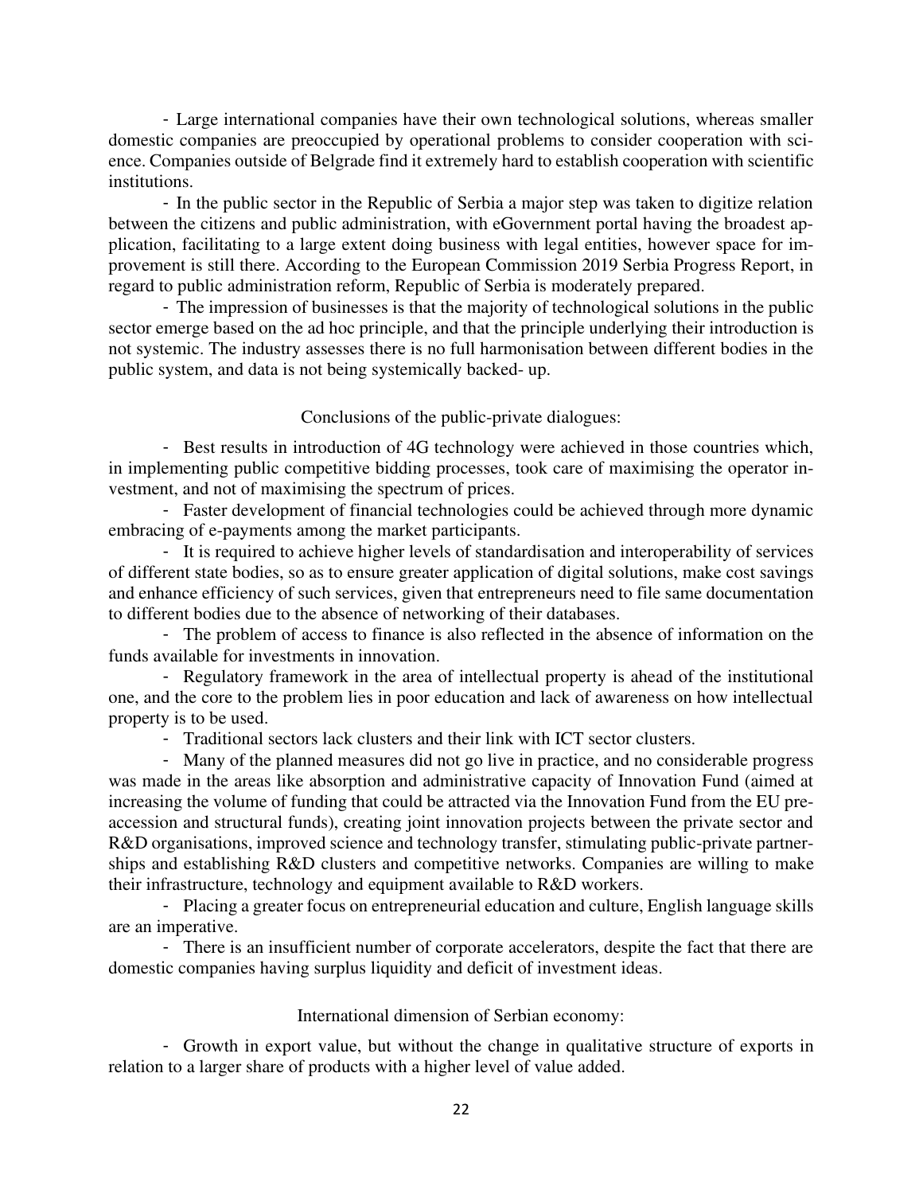- Large international companies have their own technological solutions, whereas smaller domestic companies are preoccupied by operational problems to consider cooperation with science. Companies outside of Belgrade find it extremely hard to establish cooperation with scientific institutions.

- In the public sector in the Republic of Serbia a major step was taken to digitize relation between the citizens and public administration, with eGovernment portal having the broadest application, facilitating to a large extent doing business with legal entities, however space for improvement is still there. According to the European Commission 2019 Serbia Progress Report, in regard to public administration reform, Republic of Serbia is moderately prepared.

- The impression of businesses is that the majority of technological solutions in the public sector emerge based on the ad hoc principle, and that the principle underlying their introduction is not systemic. The industry assesses there is no full harmonisation between different bodies in the public system, and data is not being systemically backed- up.

Conclusions of the public-private dialogues:

- Best results in introduction of 4G technology were achieved in those countries which, in implementing public competitive bidding processes, took care of maximising the operator investment, and not of maximising the spectrum of prices.
- Faster development of financial technologies could be achieved through more dynamic embracing of e-payments among the market participants.
- It is required to achieve higher levels of standardisation and interoperability of services of different state bodies, so as to ensure greater application of digital solutions, make cost savings and enhance efficiency of such services, given that entrepreneurs need to file same documentation to different bodies due to the absence of networking of their databases.
- The problem of access to finance is also reflected in the absence of information on the funds available for investments in innovation.
- Regulatory framework in the area of intellectual property is ahead of the institutional one, and the core to the problem lies in poor education and lack of awareness on how intellectual property is to be used.
- Traditional sectors lack clusters and their link with ICT sector clusters.
- Many of the planned measures did not go live in practice, and no considerable progress was made in the areas like absorption and administrative capacity of Innovation Fund (aimed at increasing the volume of funding that could be attracted via the Innovation Fund from the EU pre-accession and structural funds), creating joint innovation projects between the private sector and R&D organisations, improved science and technology transfer, stimulating public-private partnerships and establishing R&D clusters and competitive networks. Companies are willing to make their infrastructure, technology and equipment available to R&D workers.
- Placing a greater focus on entrepreneurial education and culture, English language skills are an imperative.
- There is an insufficient number of corporate accelerators, despite the fact that there are domestic companies having surplus liquidity and deficit of investment ideas.

International dimension of Serbian economy:

- Growth in export value, but without the change in qualitative structure of exports in relation to a larger share of products with a higher level of value added.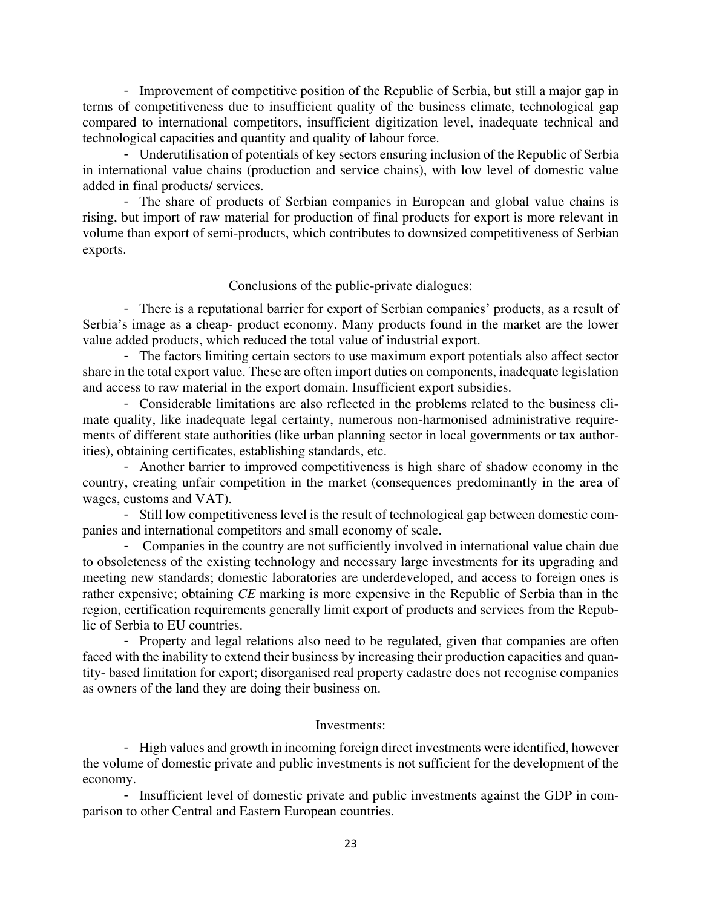- Improvement of competitive position of the Republic of Serbia, but still a major gap in terms of competitiveness due to insufficient quality of the business climate, technological gap compared to international competitors, insufficient digitization level, inadequate technical and technological capacities and quantity and quality of labour force.
- Underutilisation of potentials of key sectors ensuring inclusion of the Republic of Serbia in international value chains (production and service chains), with low level of domestic value added in final products/ services.
- The share of products of Serbian companies in European and global value chains is rising, but import of raw material for production of final products for export is more relevant in volume than export of semi-products, which contributes to downsized competitiveness of Serbian exports.

Conclusions of the public-private dialogues:

- There is a reputational barrier for export of Serbian companies' products, as a result of Serbia's image as a cheap- product economy. Many products found in the market are the lower value added products, which reduced the total value of industrial export.
- The factors limiting certain sectors to use maximum export potentials also affect sector share in the total export value. These are often import duties on components, inadequate legislation and access to raw material in the export domain. Insufficient export subsidies.
- Considerable limitations are also reflected in the problems related to the business climate quality, like inadequate legal certainty, numerous non-harmonised administrative requirements of different state authorities (like urban planning sector in local governments or tax authorities), obtaining certificates, establishing standards, etc.
- Another barrier to improved competitiveness is high share of shadow economy in the country, creating unfair competition in the market (consequences predominantly in the area of wages, customs and VAT).
- Still low competitiveness level is the result of technological gap between domestic companies and international competitors and small economy of scale.
- Companies in the country are not sufficiently involved in international value chain due to obsoleteness of the existing technology and necessary large investments for its upgrading and meeting new standards; domestic laboratories are underdeveloped, and access to foreign ones is rather expensive; obtaining *CE* marking is more expensive in the Republic of Serbia than in the region, certification requirements generally limit export of products and services from the Republic of Serbia to EU countries.
- Property and legal relations also need to be regulated, given that companies are often faced with the inability to extend their business by increasing their production capacities and quantity- based limitation for export; disorganised real property cadastre does not recognise companies as owners of the land they are doing their business on.

Investments:

- High values and growth in incoming foreign direct investments were identified, however the volume of domestic private and public investments is not sufficient for the development of the economy.
- Insufficient level of domestic private and public investments against the GDP in comparison to other Central and Eastern European countries.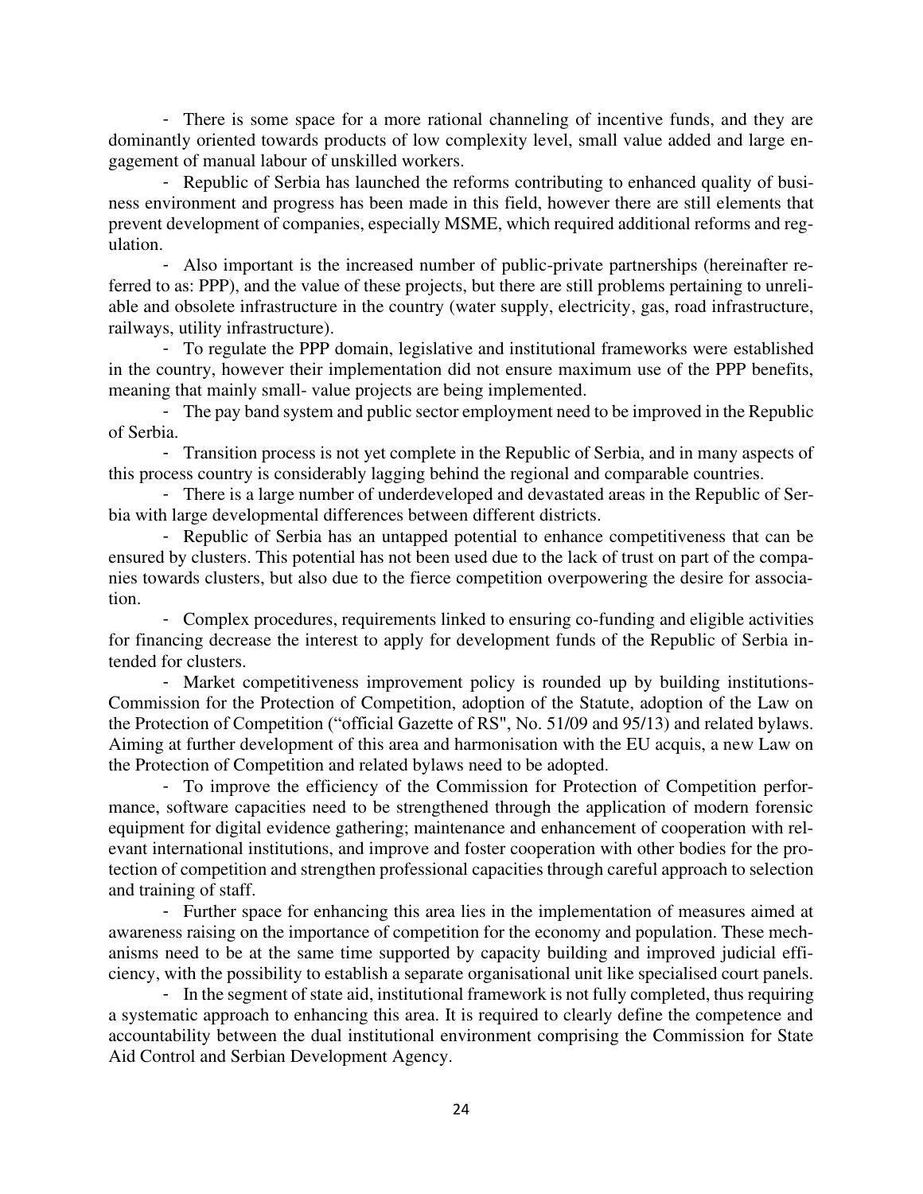- There is some space for a more rational channeling of incentive funds, and they are dominantly oriented towards products of low complexity level, small value added and large engagement of manual labour of unskilled workers.

- Republic of Serbia has launched the reforms contributing to enhanced quality of business environment and progress has been made in this field, however there are still elements that prevent development of companies, especially MSME, which required additional reforms and regulation.

- Also important is the increased number of public-private partnerships (hereinafter referred to as: PPP), and the value of these projects, but there are still problems pertaining to unreliable and obsolete infrastructure in the country (water supply, electricity, gas, road infrastructure, railways, utility infrastructure).

- To regulate the PPP domain, legislative and institutional frameworks were established in the country, however their implementation did not ensure maximum use of the PPP benefits, meaning that mainly small- value projects are being implemented.

- The pay band system and public sector employment need to be improved in the Republic of Serbia.

- Transition process is not yet complete in the Republic of Serbia, and in many aspects of this process country is considerably lagging behind the regional and comparable countries.

- There is a large number of underdeveloped and devastated areas in the Republic of Serbia with large developmental differences between different districts.

- Republic of Serbia has an untapped potential to enhance competitiveness that can be ensured by clusters. This potential has not been used due to the lack of trust on part of the companies towards clusters, but also due to the fierce competition overpowering the desire for association.

- Complex procedures, requirements linked to ensuring co-funding and eligible activities for financing decrease the interest to apply for development funds of the Republic of Serbia intended for clusters.

- Market competitiveness improvement policy is rounded up by building institutions-Commission for the Protection of Competition, adoption of the Statute, adoption of the Law on the Protection of Competition ("official Gazette of RS", No. 51/09 and 95/13) and related bylaws. Aiming at further development of this area and harmonisation with the EU acquis, a new Law on the Protection of Competition and related bylaws need to be adopted.

- To improve the efficiency of the Commission for Protection of Competition performance, software capacities need to be strengthened through the application of modern forensic equipment for digital evidence gathering; maintenance and enhancement of cooperation with relevant international institutions, and improve and foster cooperation with other bodies for the protection of competition and strengthen professional capacities through careful approach to selection and training of staff.

- Further space for enhancing this area lies in the implementation of measures aimed at awareness raising on the importance of competition for the economy and population. These mechanisms need to be at the same time supported by capacity building and improved judicial efficiency, with the possibility to establish a separate organisational unit like specialised court panels.

- In the segment of state aid, institutional framework is not fully completed, thus requiring a systematic approach to enhancing this area. It is required to clearly define the competence and accountability between the dual institutional environment comprising the Commission for State Aid Control and Serbian Development Agency.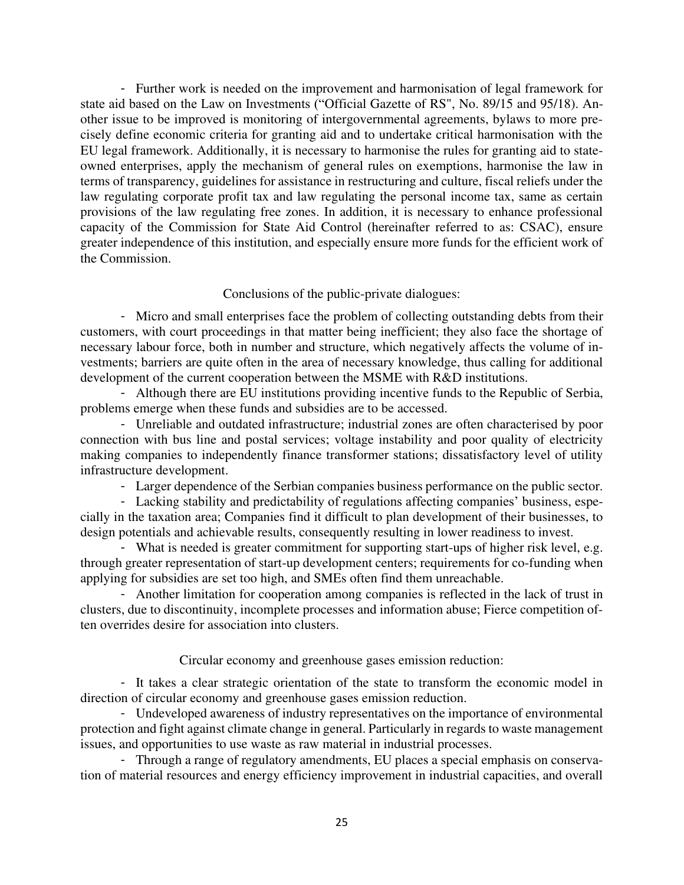- Further work is needed on the improvement and harmonisation of legal framework for state aid based on the Law on Investments ("Official Gazette of RS", No. 89/15 and 95/18). Another issue to be improved is monitoring of intergovernmental agreements, bylaws to more precisely define economic criteria for granting aid and to undertake critical harmonisation with the EU legal framework. Additionally, it is necessary to harmonise the rules for granting aid to state-owned enterprises, apply the mechanism of general rules on exemptions, harmonise the law in terms of transparency, guidelines for assistance in restructuring and culture, fiscal reliefs under the law regulating corporate profit tax and law regulating the personal income tax, same as certain provisions of the law regulating free zones. In addition, it is necessary to enhance professional capacity of the Commission for State Aid Control (hereinafter referred to as: CSAC), ensure greater independence of this institution, and especially ensure more funds for the efficient work of the Commission.

Conclusions of the public-private dialogues:

- Micro and small enterprises face the problem of collecting outstanding debts from their customers, with court proceedings in that matter being inefficient; they also face the shortage of necessary labour force, both in number and structure, which negatively affects the volume of investments; barriers are quite often in the area of necessary knowledge, thus calling for additional development of the current cooperation between the MSME with R&D institutions.
- Although there are EU institutions providing incentive funds to the Republic of Serbia, problems emerge when these funds and subsidies are to be accessed.
- Unreliable and outdated infrastructure; industrial zones are often characterised by poor connection with bus line and postal services; voltage instability and poor quality of electricity making companies to independently finance transformer stations; dissatisfactory level of utility infrastructure development.
- Larger dependence of the Serbian companies business performance on the public sector.
- Lacking stability and predictability of regulations affecting companies' business, especially in the taxation area; Companies find it difficult to plan development of their businesses, to design potentials and achievable results, consequently resulting in lower readiness to invest.
- What is needed is greater commitment for supporting start-ups of higher risk level, e.g. through greater representation of start-up development centers; requirements for co-funding when applying for subsidies are set too high, and SMEs often find them unreachable.
- Another limitation for cooperation among companies is reflected in the lack of trust in clusters, due to discontinuity, incomplete processes and information abuse; Fierce competition often overrides desire for association into clusters.

Circular economy and greenhouse gases emission reduction:

- It takes a clear strategic orientation of the state to transform the economic model in direction of circular economy and greenhouse gases emission reduction.
- Undeveloped awareness of industry representatives on the importance of environmental protection and fight against climate change in general. Particularly in regards to waste management issues, and opportunities to use waste as raw material in industrial processes.
- Through a range of regulatory amendments, EU places a special emphasis on conservation of material resources and energy efficiency improvement in industrial capacities, and overall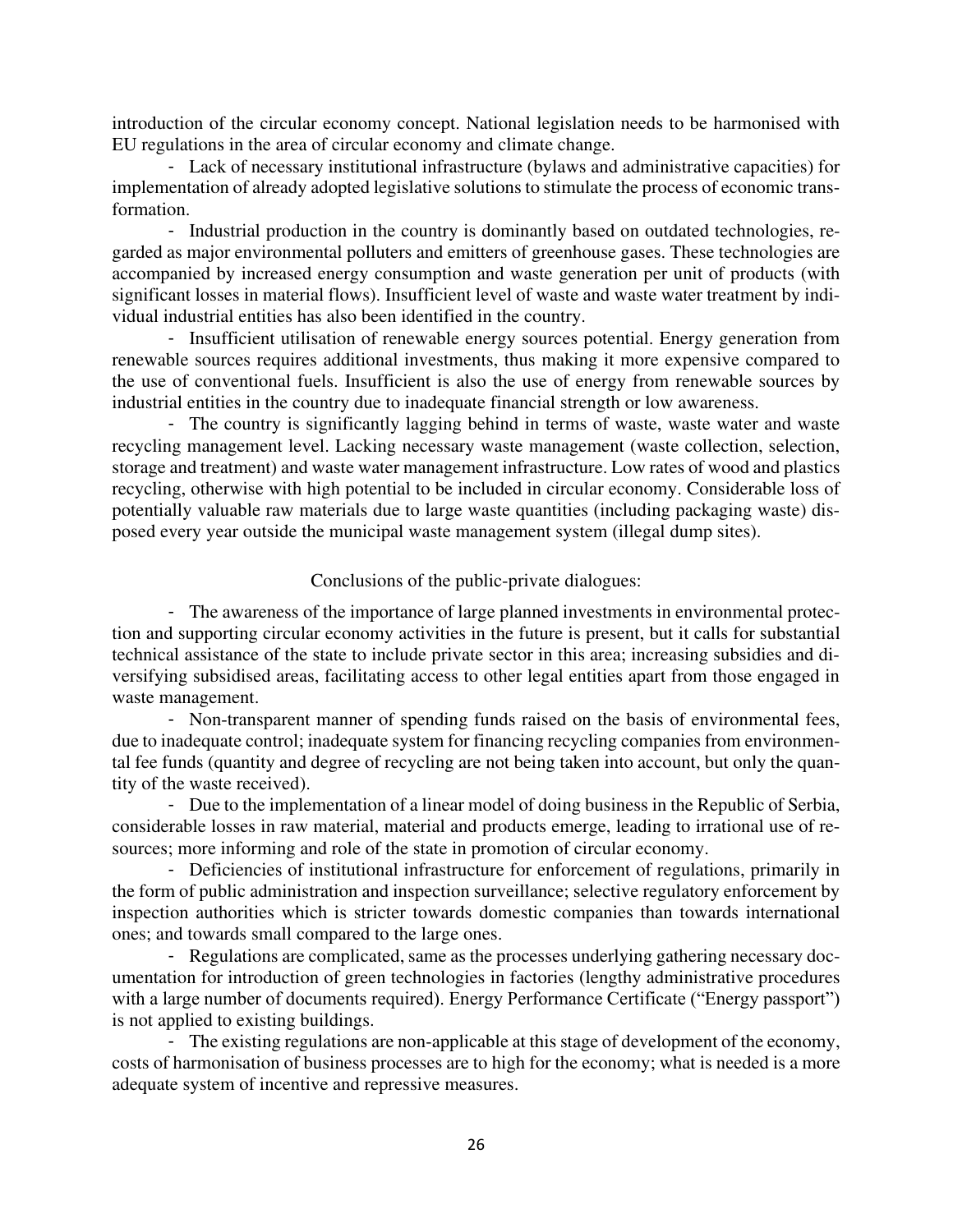introduction of the circular economy concept. National legislation needs to be harmonised with EU regulations in the area of circular economy and climate change.

- Lack of necessary institutional infrastructure (bylaws and administrative capacities) for implementation of already adopted legislative solutions to stimulate the process of economic transformation.
- Industrial production in the country is dominantly based on outdated technologies, regarded as major environmental polluters and emitters of greenhouse gases. These technologies are accompanied by increased energy consumption and waste generation per unit of products (with significant losses in material flows). Insufficient level of waste and waste water treatment by individual industrial entities has also been identified in the country.
- Insufficient utilisation of renewable energy sources potential. Energy generation from renewable sources requires additional investments, thus making it more expensive compared to the use of conventional fuels. Insufficient is also the use of energy from renewable sources by industrial entities in the country due to inadequate financial strength or low awareness.
- The country is significantly lagging behind in terms of waste, waste water and waste recycling management level. Lacking necessary waste management (waste collection, selection, storage and treatment) and waste water management infrastructure. Low rates of wood and plastics recycling, otherwise with high potential to be included in circular economy. Considerable loss of potentially valuable raw materials due to large waste quantities (including packaging waste) disposed every year outside the municipal waste management system (illegal dump sites).

Conclusions of the public-private dialogues:

- The awareness of the importance of large planned investments in environmental protection and supporting circular economy activities in the future is present, but it calls for substantial technical assistance of the state to include private sector in this area; increasing subsidies and diversifying subsidised areas, facilitating access to other legal entities apart from those engaged in waste management.
- Non-transparent manner of spending funds raised on the basis of environmental fees, due to inadequate control; inadequate system for financing recycling companies from environmental fee funds (quantity and degree of recycling are not being taken into account, but only the quantity of the waste received).
- Due to the implementation of a linear model of doing business in the Republic of Serbia, considerable losses in raw material, material and products emerge, leading to irrational use of resources; more informing and role of the state in promotion of circular economy.
- Deficiencies of institutional infrastructure for enforcement of regulations, primarily in the form of public administration and inspection surveillance; selective regulatory enforcement by inspection authorities which is stricter towards domestic companies than towards international ones; and towards small compared to the large ones.
- Regulations are complicated, same as the processes underlying gathering necessary documentation for introduction of green technologies in factories (lengthy administrative procedures with a large number of documents required). Energy Performance Certificate ("Energy passport") is not applied to existing buildings.
- The existing regulations are non-applicable at this stage of development of the economy, costs of harmonisation of business processes are to high for the economy; what is needed is a more adequate system of incentive and repressive measures.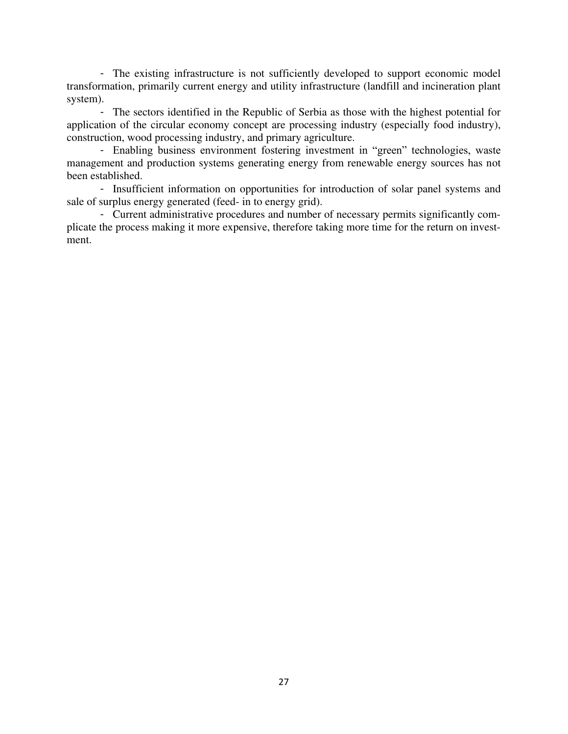- The existing infrastructure is not sufficiently developed to support economic model transformation, primarily current energy and utility infrastructure (landfill and incineration plant system).
- The sectors identified in the Republic of Serbia as those with the highest potential for application of the circular economy concept are processing industry (especially food industry), construction, wood processing industry, and primary agriculture.
- Enabling business environment fostering investment in "green" technologies, waste management and production systems generating energy from renewable energy sources has not been established.
- Insufficient information on opportunities for introduction of solar panel systems and sale of surplus energy generated (feed- in to energy grid).
- Current administrative procedures and number of necessary permits significantly complicate the process making it more expensive, therefore taking more time for the return on investment.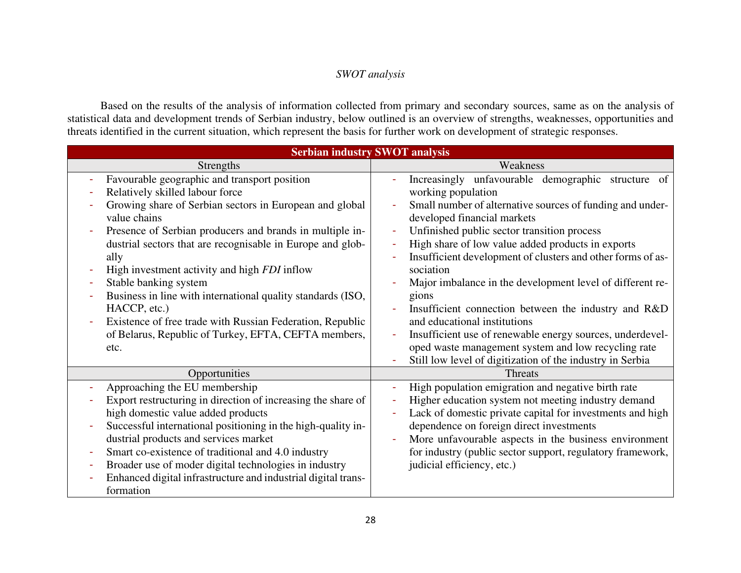*SWOT analysis*

Based on the results of the analysis of information collected from primary and secondary sources, same as on the analysis of statistical data and development trends of Serbian industry, below outlined is an overview of strengths, weaknesses, opportunities and threats identified in the current situation, which represent the basis for further work on development of strategic responses.

| **Serbian industry SWOT analysis** | |
|---|---|
| Strengths | Weakness |
| - Favourable geographic and transport position<br>- Relatively skilled labour force<br>- Growing share of Serbian sectors in European and global value chains<br>- Presence of Serbian producers and brands in multiple industrial sectors that are recognisable in Europe and globally<br>- High investment activity and high *FDI* inflow<br>- Stable banking system<br>- Business in line with international quality standards (ISO, HACCP, etc.)<br>- Existence of free trade with Russian Federation, Republic of Belarus, Republic of Turkey, EFTA, CEFTA members, etc. | - Increasingly unfavourable demographic structure of working population<br>- Small number of alternative sources of funding and under-developed financial markets<br>- Unfinished public sector transition process<br>- High share of low value added products in exports<br>- Insufficient development of clusters and other forms of association<br>- Major imbalance in the development level of different regions<br>- Insufficient connection between the industry and R&D and educational institutions<br>- Insufficient use of renewable energy sources, underdeveloped waste management system and low recycling rate<br>- Still low level of digitization of the industry in Serbia |
| Opportunities | Threats |
| - Approaching the EU membership<br>- Export restructuring in direction of increasing the share of high domestic value added products<br>- Successful international positioning in the high-quality industrial products and services market<br>- Smart co-existence of traditional and 4.0 industry<br>- Broader use of moder digital technologies in industry<br>- Enhanced digital infrastructure and industrial digital transformation | - High population emigration and negative birth rate<br>- Higher education system not meeting industry demand<br>- Lack of domestic private capital for investments and high dependence on foreign direct investments<br>- More unfavourable aspects in the business environment for industry (public sector support, regulatory framework, judicial efficiency, etc.) |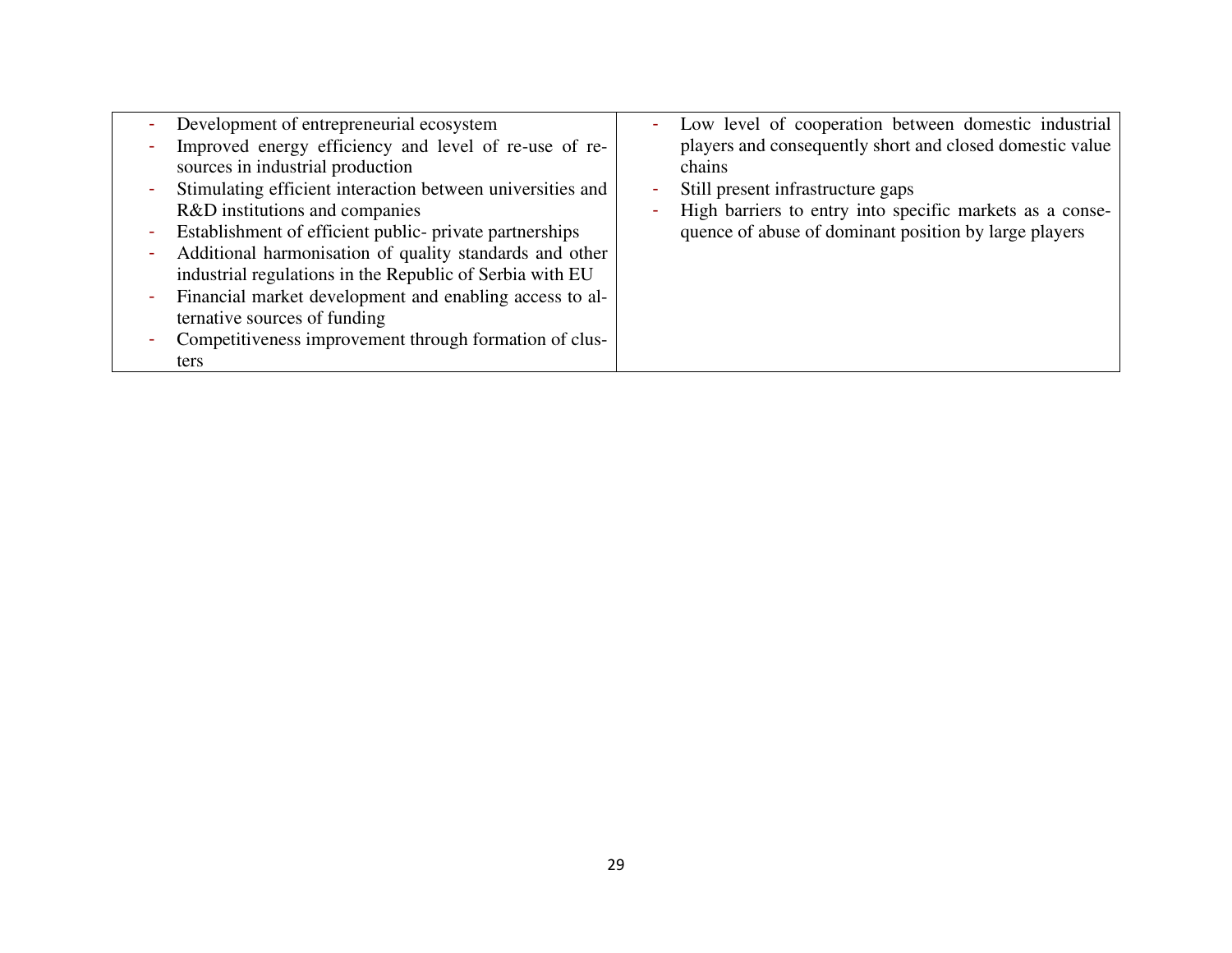| | |
|---|---|
| - Development of entrepreneurial ecosystem<br>- Improved energy efficiency and level of re-use of resources in industrial production<br>- Stimulating efficient interaction between universities and R&D institutions and companies<br>- Establishment of efficient public- private partnerships<br>- Additional harmonisation of quality standards and other industrial regulations in the Republic of Serbia with EU<br>- Financial market development and enabling access to alternative sources of funding<br>- Competitiveness improvement through formation of clusters | - Low level of cooperation between domestic industrial players and consequently short and closed domestic value chains<br>- Still present infrastructure gaps<br>- High barriers to entry into specific markets as a consequence of abuse of dominant position by large players |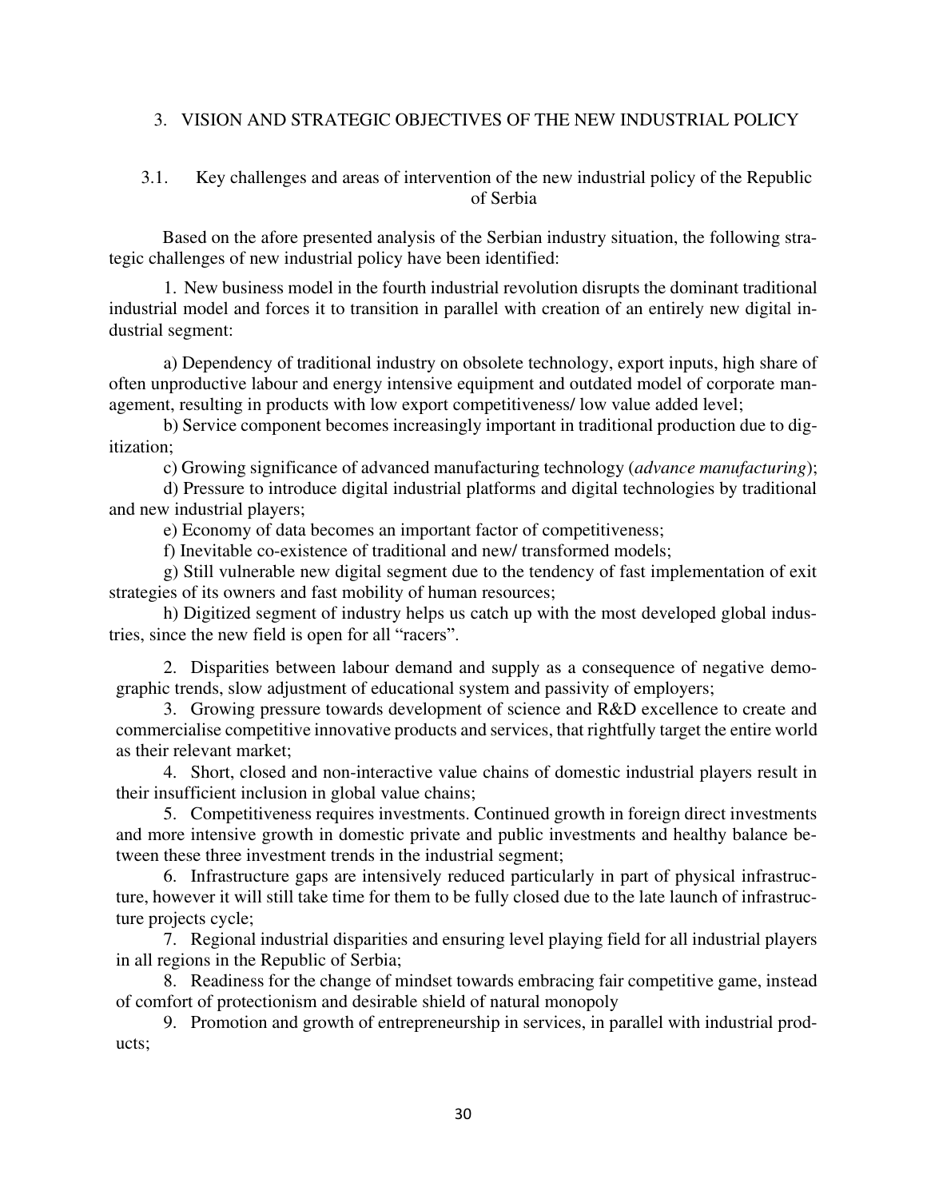## 3. VISION AND STRATEGIC OBJECTIVES OF THE NEW INDUSTRIAL POLICY

### 3.1. Key challenges and areas of intervention of the new industrial policy of the Republic of Serbia

Based on the afore presented analysis of the Serbian industry situation, the following strategic challenges of new industrial policy have been identified:

1. New business model in the fourth industrial revolution disrupts the dominant traditional industrial model and forces it to transition in parallel with creation of an entirely new digital industrial segment:

a) Dependency of traditional industry on obsolete technology, export inputs, high share of often unproductive labour and energy intensive equipment and outdated model of corporate management, resulting in products with low export competitiveness/ low value added level;

b) Service component becomes increasingly important in traditional production due to digitization;

c) Growing significance of advanced manufacturing technology (*advance manufacturing*);

d) Pressure to introduce digital industrial platforms and digital technologies by traditional and new industrial players;

e) Economy of data becomes an important factor of competitiveness;

f) Inevitable co-existence of traditional and new/ transformed models;

g) Still vulnerable new digital segment due to the tendency of fast implementation of exit strategies of its owners and fast mobility of human resources;

h) Digitized segment of industry helps us catch up with the most developed global industries, since the new field is open for all "racers".

2. Disparities between labour demand and supply as a consequence of negative demographic trends, slow adjustment of educational system and passivity of employers;

3. Growing pressure towards development of science and R&D excellence to create and commercialise competitive innovative products and services, that rightfully target the entire world as their relevant market;

4. Short, closed and non-interactive value chains of domestic industrial players result in their insufficient inclusion in global value chains;

5. Competitiveness requires investments. Continued growth in foreign direct investments and more intensive growth in domestic private and public investments and healthy balance between these three investment trends in the industrial segment;

6. Infrastructure gaps are intensively reduced particularly in part of physical infrastructure, however it will still take time for them to be fully closed due to the late launch of infrastructure projects cycle;

7. Regional industrial disparities and ensuring level playing field for all industrial players in all regions in the Republic of Serbia;

8. Readiness for the change of mindset towards embracing fair competitive game, instead of comfort of protectionism and desirable shield of natural monopoly

9. Promotion and growth of entrepreneurship in services, in parallel with industrial products;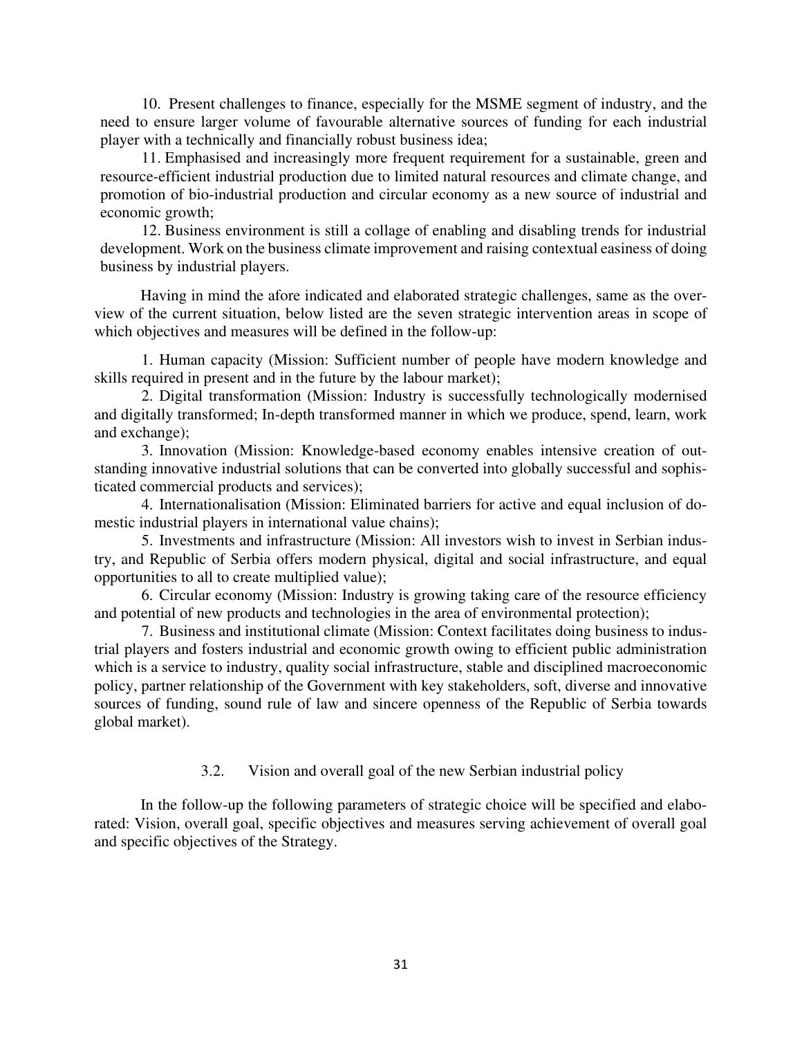10. Present challenges to finance, especially for the MSME segment of industry, and the need to ensure larger volume of favourable alternative sources of funding for each industrial player with a technically and financially robust business idea;

11. Emphasised and increasingly more frequent requirement for a sustainable, green and resource-efficient industrial production due to limited natural resources and climate change, and promotion of bio-industrial production and circular economy as a new source of industrial and economic growth;

12. Business environment is still a collage of enabling and disabling trends for industrial development. Work on the business climate improvement and raising contextual easiness of doing business by industrial players.

Having in mind the afore indicated and elaborated strategic challenges, same as the overview of the current situation, below listed are the seven strategic intervention areas in scope of which objectives and measures will be defined in the follow-up:

1. Human capacity (Mission: Sufficient number of people have modern knowledge and skills required in present and in the future by the labour market);

2. Digital transformation (Mission: Industry is successfully technologically modernised and digitally transformed; In-depth transformed manner in which we produce, spend, learn, work and exchange);

3. Innovation (Mission: Knowledge-based economy enables intensive creation of outstanding innovative industrial solutions that can be converted into globally successful and sophisticated commercial products and services);

4. Internationalisation (Mission: Eliminated barriers for active and equal inclusion of domestic industrial players in international value chains);

5. Investments and infrastructure (Mission: All investors wish to invest in Serbian industry, and Republic of Serbia offers modern physical, digital and social infrastructure, and equal opportunities to all to create multiplied value);

6. Circular economy (Mission: Industry is growing taking care of the resource efficiency and potential of new products and technologies in the area of environmental protection);

7. Business and institutional climate (Mission: Context facilitates doing business to industrial players and fosters industrial and economic growth owing to efficient public administration which is a service to industry, quality social infrastructure, stable and disciplined macroeconomic policy, partner relationship of the Government with key stakeholders, soft, diverse and innovative sources of funding, sound rule of law and sincere openness of the Republic of Serbia towards global market).

### 3.2. Vision and overall goal of the new Serbian industrial policy

In the follow-up the following parameters of strategic choice will be specified and elaborated: Vision, overall goal, specific objectives and measures serving achievement of overall goal and specific objectives of the Strategy.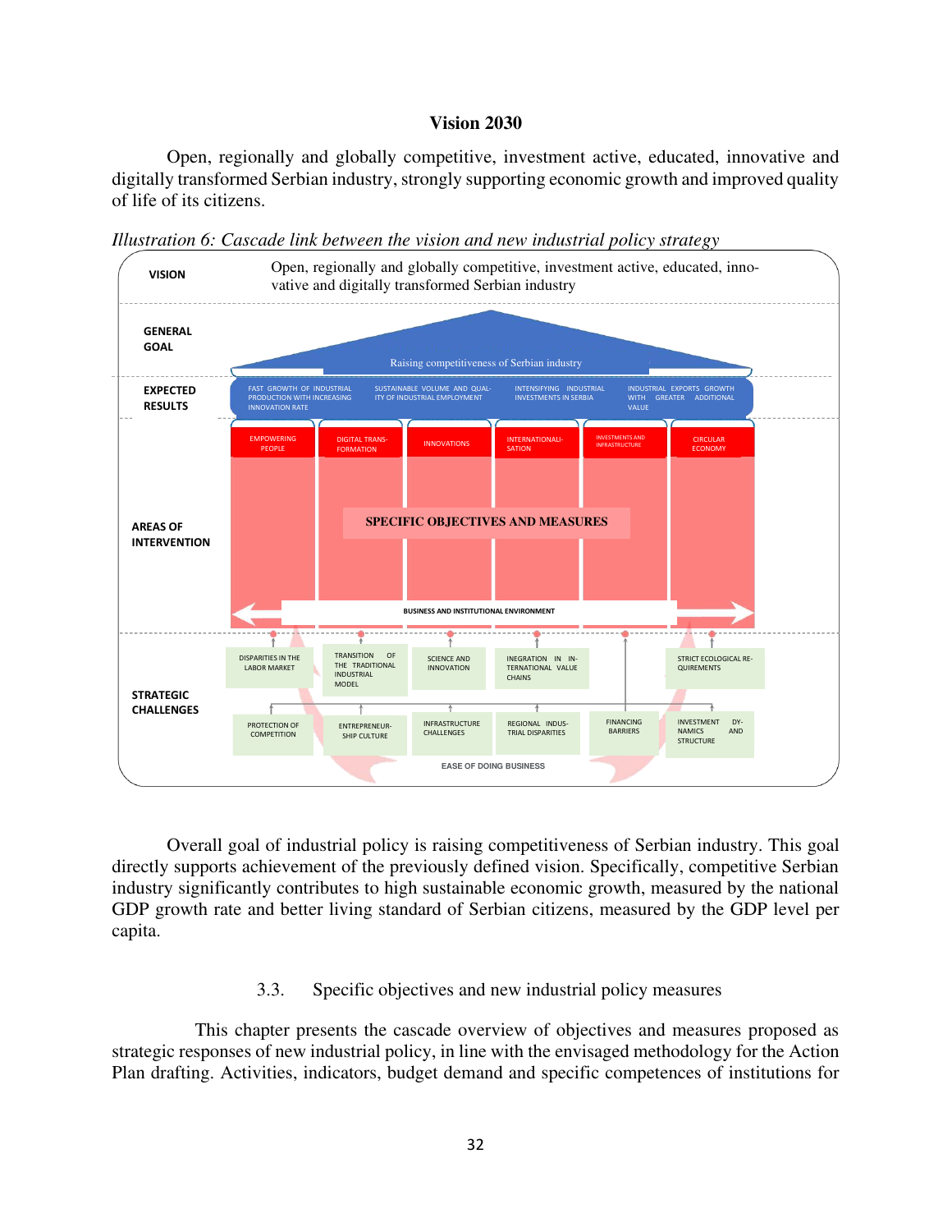## Vision 2030

Open, regionally and globally competitive, investment active, educated, innovative and digitally transformed Serbian industry, strongly supporting economic growth and improved quality of life of its citizens.

*Illustration 6: Cascade link between the vision and new industrial policy strategy*

| | |
|---|---|
| VISION | Open, regionally and globally competitive, investment active, educated, innovative and digitally transformed Serbian industry |
| GENERAL GOAL | Raising competitiveness of Serbian industry |
| EXPECTED RESULTS | FAST GROWTH OF INDUSTRIAL PRODUCTION WITH INCREASING INNOVATION RATE; SUSTAINABLE VOLUME AND QUALITY OF INDUSTRIAL EMPLOYMENT; INTENSIFYING INDUSTRIAL INVESTMENTS IN SERBIA; INDUSTRIAL EXPORTS GROWTH WITH GREATER ADDITIONAL VALUE |
| AREAS OF INTERVENTION | EMPOWERING PEOPLE; DIGITAL TRANSFORMATION; INNOVATIONS; INTERNATIONALISATION; INVESTMENTS AND INFRASTRUCTURE; CIRCULAR ECONOMY — SPECIFIC OBJECTIVES AND MEASURES — BUSINESS AND INSTITUTIONAL ENVIRONMENT |
| STRATEGIC CHALLENGES | DISPARITIES IN THE LABOR MARKET; TRANSITION OF THE TRADITIONAL INDUSTRIAL MODEL; SCIENCE AND INNOVATION; INEGRATION IN INTERNATIONAL VALUE CHAINS; STRICT ECOLOGICAL REQUIREMENTS; PROTECTION OF COMPETITION; ENTREPRENEURSHIP CULTURE; INFRASTRUCTURE CHALLENGES; REGIONAL INDUSTRIAL DISPARITIES; FINANCING BARRIERS; INVESTMENT DYNAMICS AND STRUCTURE — EASE OF DOING BUSINESS |

Overall goal of industrial policy is raising competitiveness of Serbian industry. This goal directly supports achievement of the previously defined vision. Specifically, competitive Serbian industry significantly contributes to high sustainable economic growth, measured by the national GDP growth rate and better living standard of Serbian citizens, measured by the GDP level per capita.

### 3.3. Specific objectives and new industrial policy measures

This chapter presents the cascade overview of objectives and measures proposed as strategic responses of new industrial policy, in line with the envisaged methodology for the Action Plan drafting. Activities, indicators, budget demand and specific competences of institutions for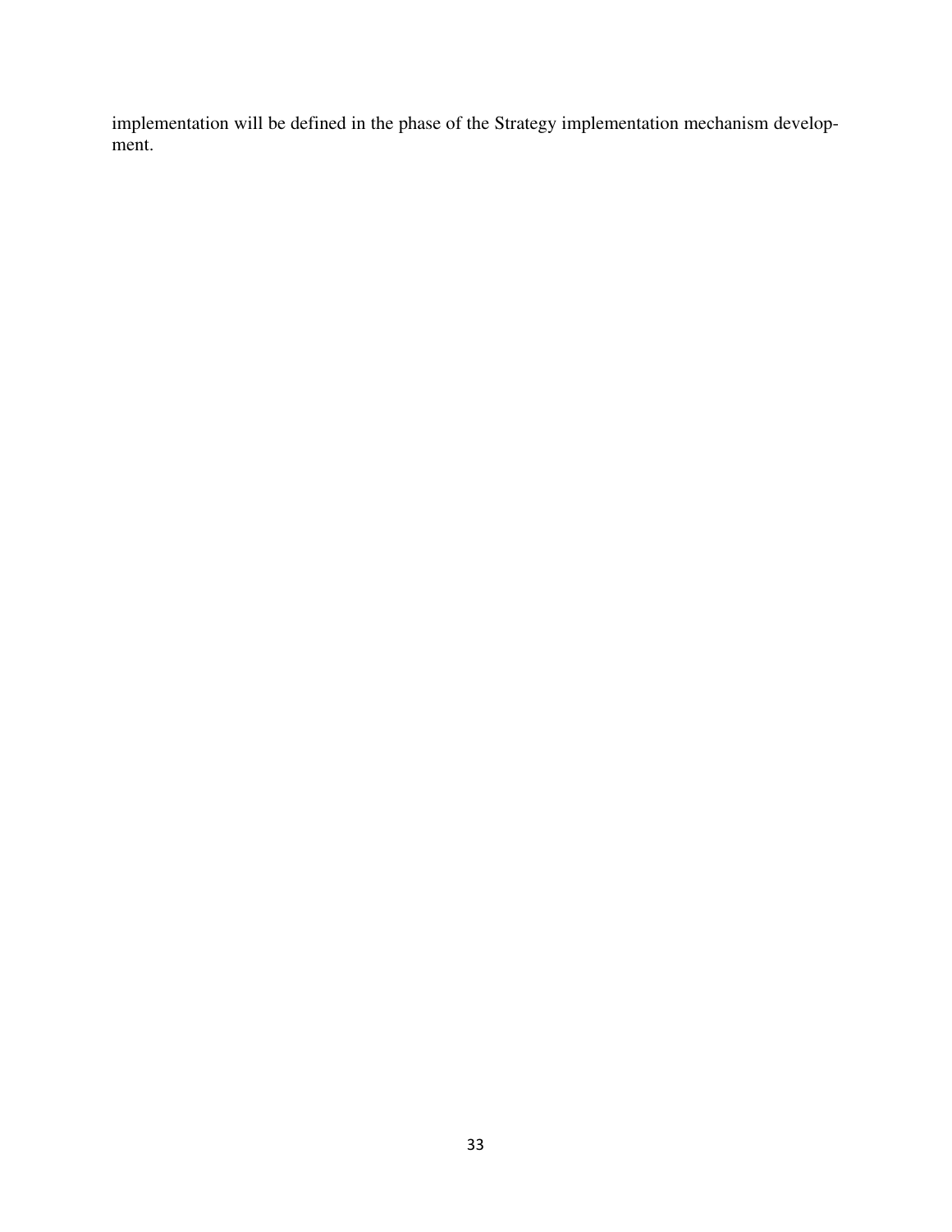implementation will be defined in the phase of the Strategy implementation mechanism development.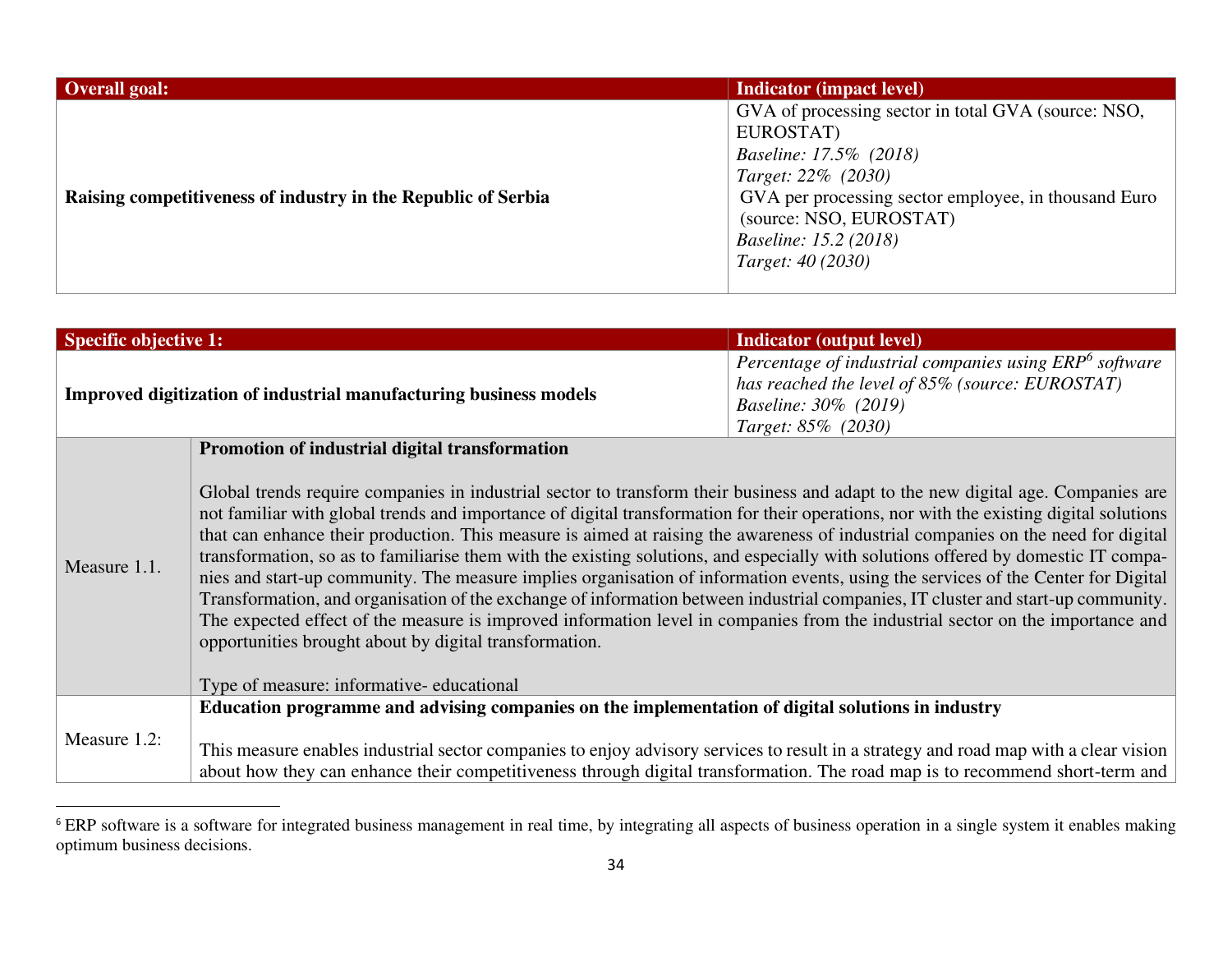| **Overall goal:** | **Indicator (impact level)** |
| --- | --- |
| **Raising competitiveness of industry in the Republic of Serbia** | GVA of processing sector in total GVA (source: NSO, EUROSTAT)<br>*Baseline: 17.5% (2018)*<br>*Target: 22% (2030)*<br>GVA per processing sector employee, in thousand Euro (source: NSO, EUROSTAT)<br>*Baseline: 15.2 (2018)*<br>*Target: 40 (2030)* |

| **Specific objective 1:** | | **Indicator (output level)** |
| --- | --- | --- |
| **Improved digitization of industrial manufacturing business models** | | *Percentage of industrial companies using ERP[6] software has reached the level of 85% (source: EUROSTAT)*<br>*Baseline: 30% (2019)*<br>*Target: 85% (2030)* |
| Measure 1.1. | **Promotion of industrial digital transformation**<br><br>Global trends require companies in industrial sector to transform their business and adapt to the new digital age. Companies are not familiar with global trends and importance of digital transformation for their operations, nor with the existing digital solutions that can enhance their production. This measure is aimed at raising the awareness of industrial companies on the need for digital transformation, so as to familiarise them with the existing solutions, and especially with solutions offered by domestic IT companies and start-up community. The measure implies organisation of information events, using the services of the Center for Digital Transformation, and organisation of the exchange of information between industrial companies, IT cluster and start-up community. The expected effect of the measure is improved information level in companies from the industrial sector on the importance and opportunities brought about by digital transformation.<br><br>Type of measure: informative- educational | |
| Measure 1.2: | **Education programme and advising companies on the implementation of digital solutions in industry**<br><br>This measure enables industrial sector companies to enjoy advisory services to result in a strategy and road map with a clear vision about how they can enhance their competitiveness through digital transformation. The road map is to recommend short-term and | |

[6] ERP software is a software for integrated business management in real time, by integrating all aspects of business operation in a single system it enables making optimum business decisions.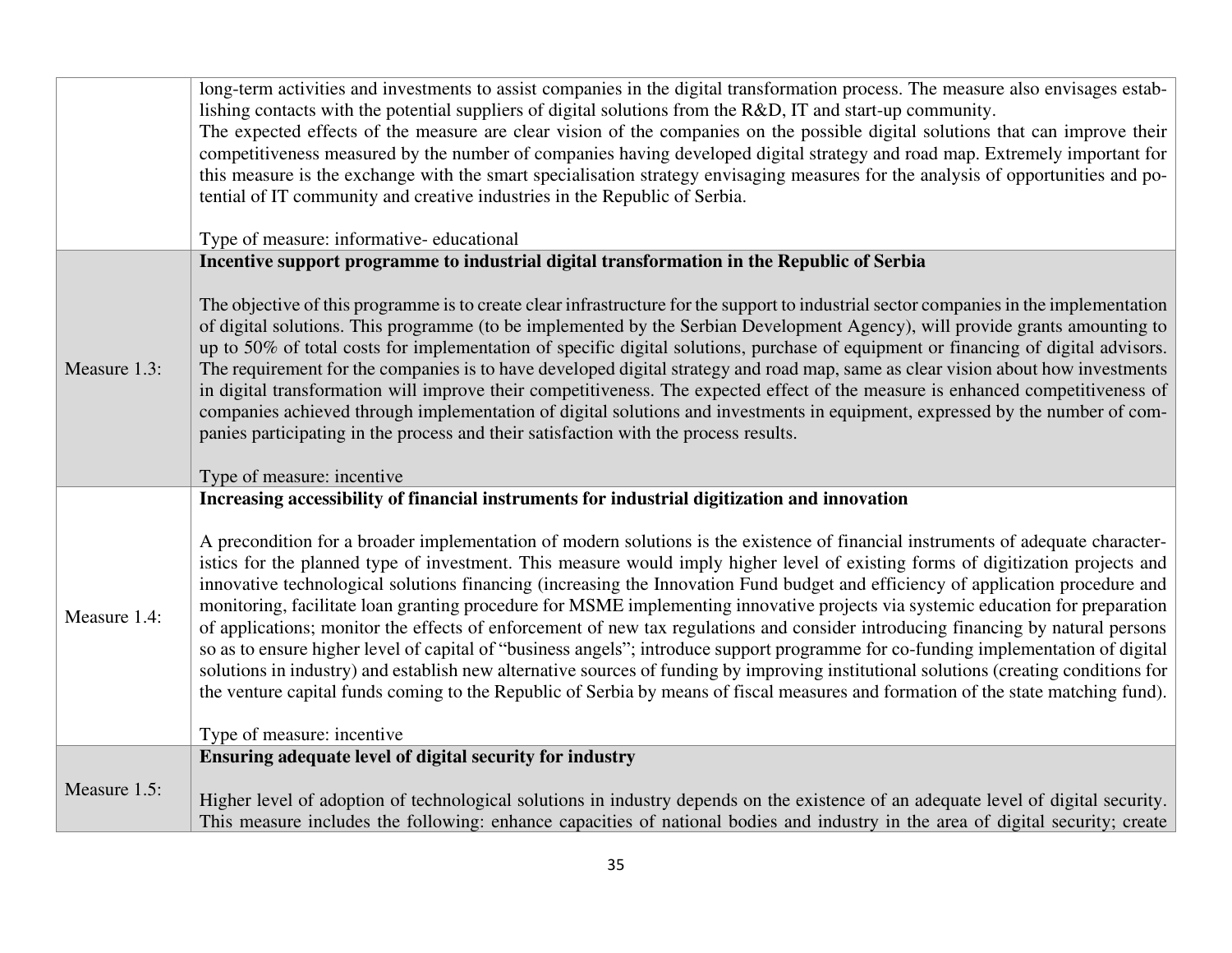| | |
|---|---|
| | long-term activities and investments to assist companies in the digital transformation process. The measure also envisages establishing contacts with the potential suppliers of digital solutions from the R&D, IT and start-up community.<br>The expected effects of the measure are clear vision of the companies on the possible digital solutions that can improve their competitiveness measured by the number of companies having developed digital strategy and road map. Extremely important for this measure is the exchange with the smart specialisation strategy envisaging measures for the analysis of opportunities and potential of IT community and creative industries in the Republic of Serbia.<br><br>Type of measure: informative- educational |
| Measure 1.3: | **Incentive support programme to industrial digital transformation in the Republic of Serbia**<br><br>The objective of this programme is to create clear infrastructure for the support to industrial sector companies in the implementation of digital solutions. This programme (to be implemented by the Serbian Development Agency), will provide grants amounting to up to 50% of total costs for implementation of specific digital solutions, purchase of equipment or financing of digital advisors. The requirement for the companies is to have developed digital strategy and road map, same as clear vision about how investments in digital transformation will improve their competitiveness. The expected effect of the measure is enhanced competitiveness of companies achieved through implementation of digital solutions and investments in equipment, expressed by the number of companies participating in the process and their satisfaction with the process results.<br><br>Type of measure: incentive |
| Measure 1.4: | **Increasing accessibility of financial instruments for industrial digitization and innovation**<br><br>A precondition for a broader implementation of modern solutions is the existence of financial instruments of adequate characteristics for the planned type of investment. This measure would imply higher level of existing forms of digitization projects and innovative technological solutions financing (increasing the Innovation Fund budget and efficiency of application procedure and monitoring, facilitate loan granting procedure for MSME implementing innovative projects via systemic education for preparation of applications; monitor the effects of enforcement of new tax regulations and consider introducing financing by natural persons so as to ensure higher level of capital of "business angels"; introduce support programme for co-funding implementation of digital solutions in industry) and establish new alternative sources of funding by improving institutional solutions (creating conditions for the venture capital funds coming to the Republic of Serbia by means of fiscal measures and formation of the state matching fund).<br><br>Type of measure: incentive |
| Measure 1.5: | **Ensuring adequate level of digital security for industry**<br><br>Higher level of adoption of technological solutions in industry depends on the existence of an adequate level of digital security. This measure includes the following: enhance capacities of national bodies and industry in the area of digital security; create |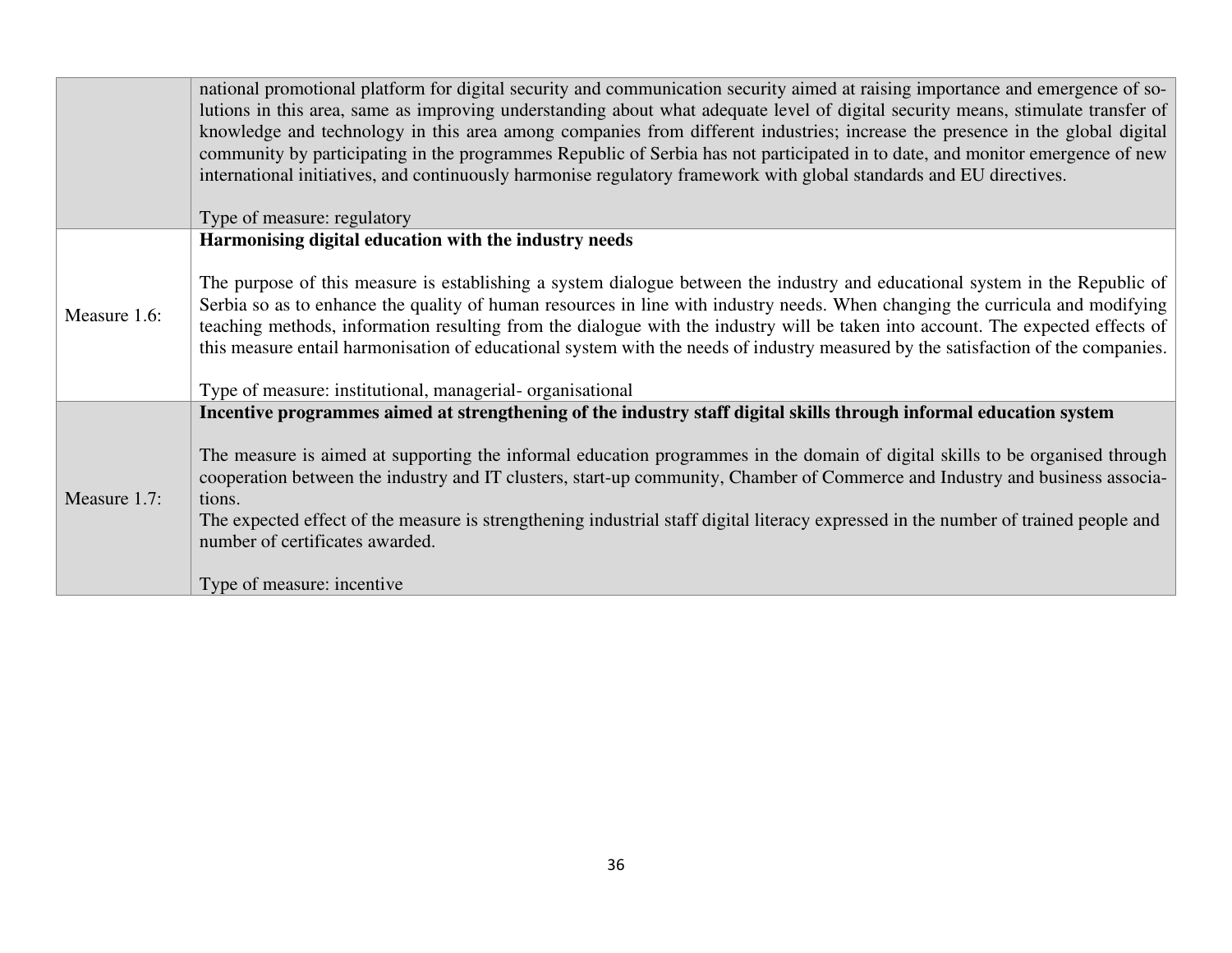| | |
|---|---|
| | national promotional platform for digital security and communication security aimed at raising importance and emergence of solutions in this area, same as improving understanding about what adequate level of digital security means, stimulate transfer of knowledge and technology in this area among companies from different industries; increase the presence in the global digital community by participating in the programmes Republic of Serbia has not participated in to date, and monitor emergence of new international initiatives, and continuously harmonise regulatory framework with global standards and EU directives.<br><br>Type of measure: regulatory |
| Measure 1.6: | **Harmonising digital education with the industry needs**<br><br>The purpose of this measure is establishing a system dialogue between the industry and educational system in the Republic of Serbia so as to enhance the quality of human resources in line with industry needs. When changing the curricula and modifying teaching methods, information resulting from the dialogue with the industry will be taken into account. The expected effects of this measure entail harmonisation of educational system with the needs of industry measured by the satisfaction of the companies.<br><br>Type of measure: institutional, managerial- organisational |
| Measure 1.7: | **Incentive programmes aimed at strengthening of the industry staff digital skills through informal education system**<br><br>The measure is aimed at supporting the informal education programmes in the domain of digital skills to be organised through cooperation between the industry and IT clusters, start-up community, Chamber of Commerce and Industry and business associations.<br>The expected effect of the measure is strengthening industrial staff digital literacy expressed in the number of trained people and number of certificates awarded.<br><br>Type of measure: incentive |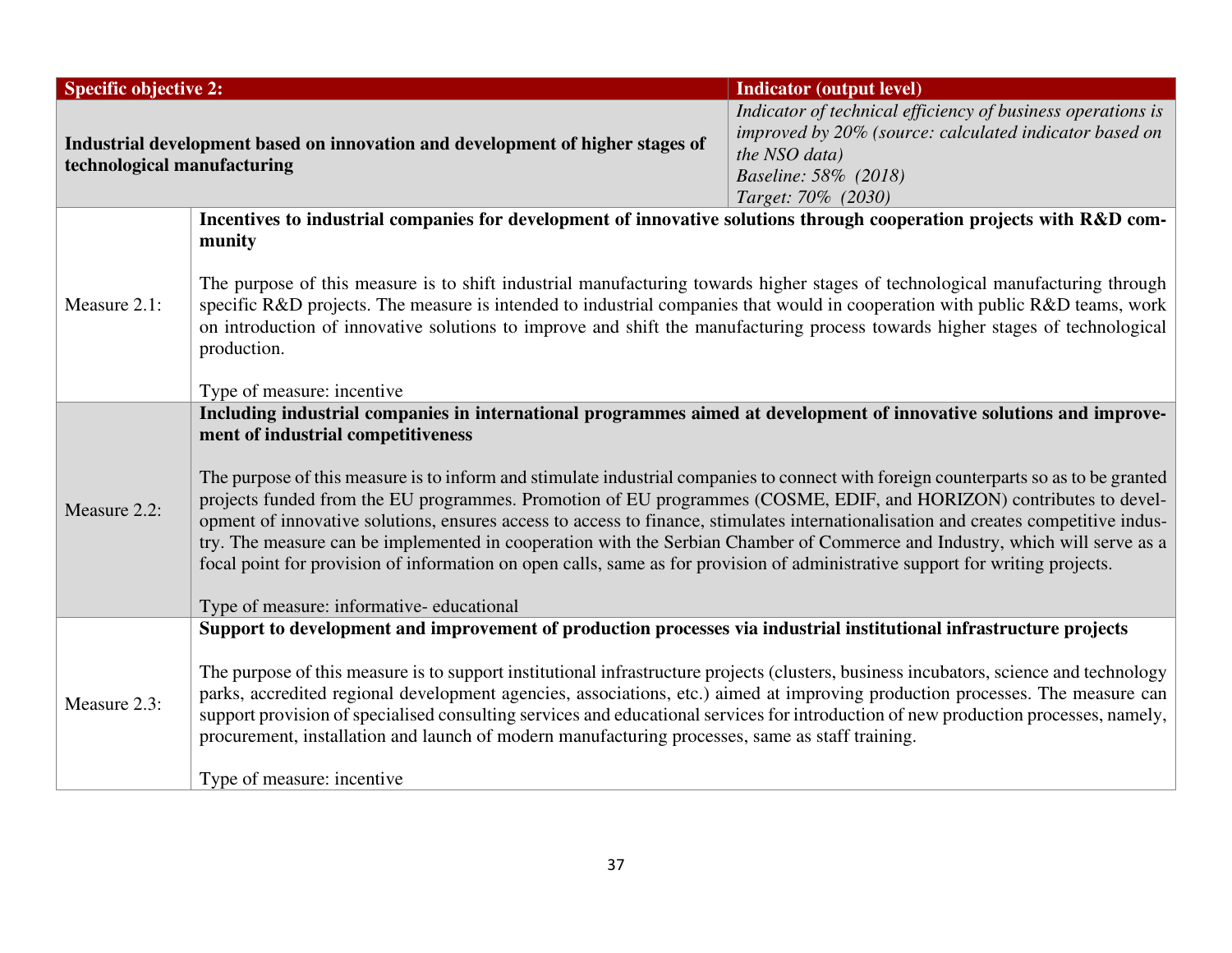| **Specific objective 2:** | | **Indicator (output level)** |
|---|---|---|
| **Industrial development based on innovation and development of higher stages of technological manufacturing** | | *Indicator of technical efficiency of business operations is improved by 20% (source: calculated indicator based on the NSO data)*<br>*Baseline: 58% (2018)*<br>*Target: 70% (2030)* |
| Measure 2.1: | **Incentives to industrial companies for development of innovative solutions through cooperation projects with R&D community**<br><br>The purpose of this measure is to shift industrial manufacturing towards higher stages of technological manufacturing through specific R&D projects. The measure is intended to industrial companies that would in cooperation with public R&D teams, work on introduction of innovative solutions to improve and shift the manufacturing process towards higher stages of technological production.<br><br>Type of measure: incentive | |
| Measure 2.2: | **Including industrial companies in international programmes aimed at development of innovative solutions and improvement of industrial competitiveness**<br><br>The purpose of this measure is to inform and stimulate industrial companies to connect with foreign counterparts so as to be granted projects funded from the EU programmes. Promotion of EU programmes (COSME, EDIF, and HORIZON) contributes to development of innovative solutions, ensures access to access to finance, stimulates internationalisation and creates competitive industry. The measure can be implemented in cooperation with the Serbian Chamber of Commerce and Industry, which will serve as a focal point for provision of information on open calls, same as for provision of administrative support for writing projects.<br><br>Type of measure: informative- educational | |
| Measure 2.3: | **Support to development and improvement of production processes via industrial institutional infrastructure projects**<br><br>The purpose of this measure is to support institutional infrastructure projects (clusters, business incubators, science and technology parks, accredited regional development agencies, associations, etc.) aimed at improving production processes. The measure can support provision of specialised consulting services and educational services for introduction of new production processes, namely, procurement, installation and launch of modern manufacturing processes, same as staff training.<br><br>Type of measure: incentive | |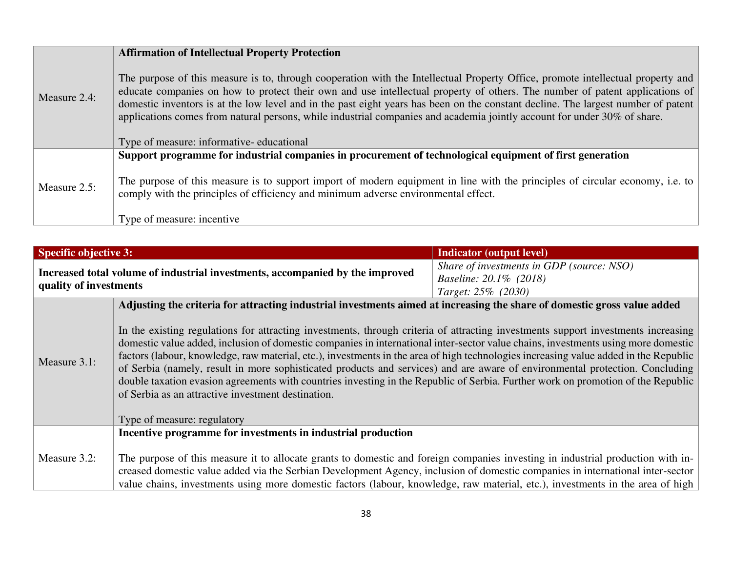| | |
|---|---|
| Measure 2.4: | **Affirmation of Intellectual Property Protection**<br><br>The purpose of this measure is to, through cooperation with the Intellectual Property Office, promote intellectual property and educate companies on how to protect their own and use intellectual property of others. The number of patent applications of domestic inventors is at the low level and in the past eight years has been on the constant decline. The largest number of patent applications comes from natural persons, while industrial companies and academia jointly account for under 30% of share.<br><br>Type of measure: informative- educational |
| Measure 2.5: | **Support programme for industrial companies in procurement of technological equipment of first generation**<br><br>The purpose of this measure is to support import of modern equipment in line with the principles of circular economy, i.e. to comply with the principles of efficiency and minimum adverse environmental effect.<br><br>Type of measure: incentive |

| **Specific objective 3:** | | **Indicator (output level)** |
|---|---|---|
| **Increased total volume of industrial investments, accompanied by the improved quality of investments** | | *Share of investments in GDP (source: NSO)*<br>*Baseline: 20.1% (2018)*<br>*Target: 25% (2030)* |
| Measure 3.1: | **Adjusting the criteria for attracting industrial investments aimed at increasing the share of domestic gross value added**<br><br>In the existing regulations for attracting investments, through criteria of attracting investments support investments increasing domestic value added, inclusion of domestic companies in international inter-sector value chains, investments using more domestic factors (labour, knowledge, raw material, etc.), investments in the area of high technologies increasing value added in the Republic of Serbia (namely, result in more sophisticated products and services) and are aware of environmental protection. Concluding double taxation evasion agreements with countries investing in the Republic of Serbia. Further work on promotion of the Republic of Serbia as an attractive investment destination.<br><br>Type of measure: regulatory | |
| Measure 3.2: | **Incentive programme for investments in industrial production**<br><br>The purpose of this measure it to allocate grants to domestic and foreign companies investing in industrial production with increased domestic value added via the Serbian Development Agency, inclusion of domestic companies in international inter-sector value chains, investments using more domestic factors (labour, knowledge, raw material, etc.), investments in the area of high | |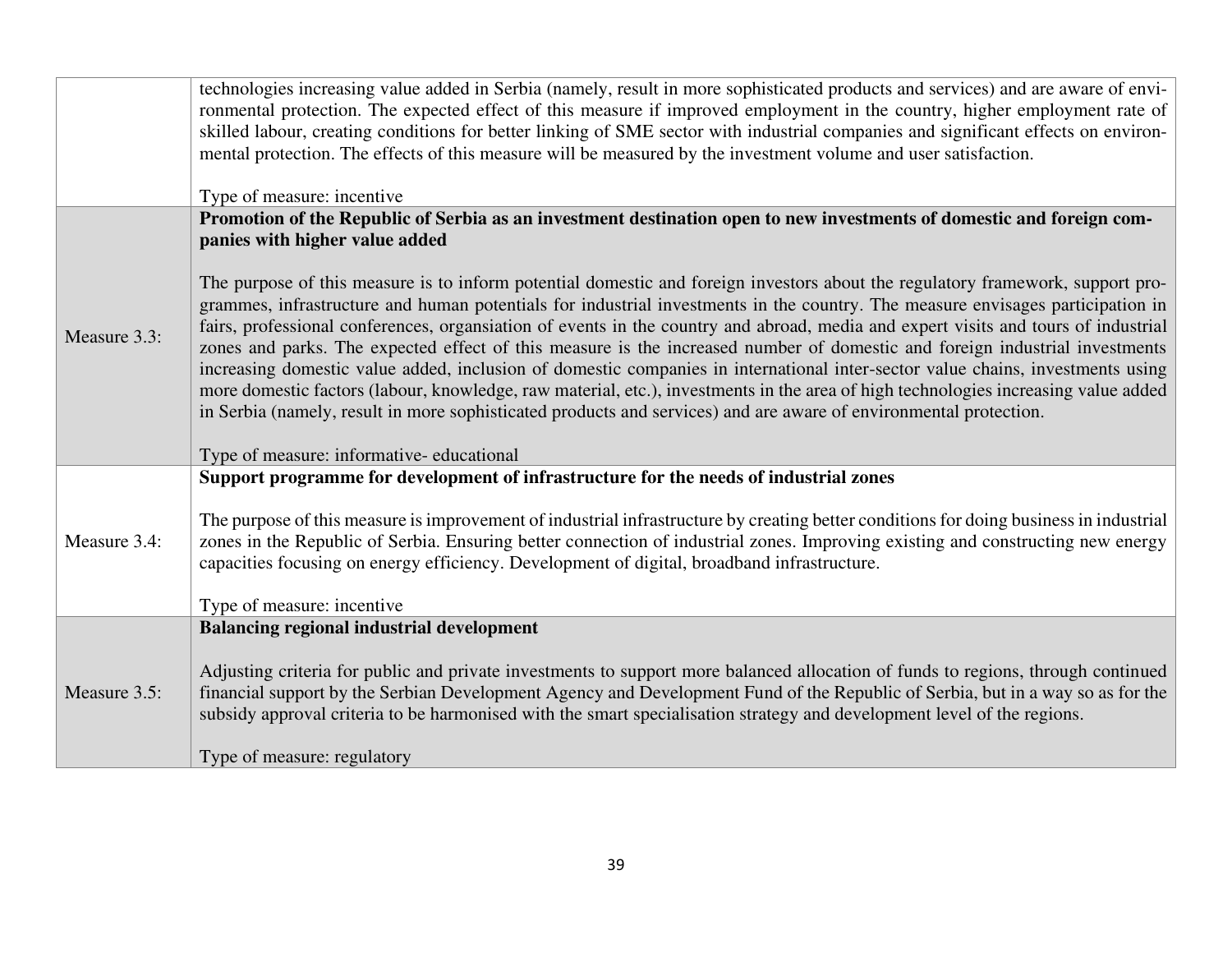| | |
|---|---|
| | technologies increasing value added in Serbia (namely, result in more sophisticated products and services) and are aware of environmental protection. The expected effect of this measure if improved employment in the country, higher employment rate of skilled labour, creating conditions for better linking of SME sector with industrial companies and significant effects on environmental protection. The effects of this measure will be measured by the investment volume and user satisfaction.<br><br>Type of measure: incentive |
| Measure 3.3: | **Promotion of the Republic of Serbia as an investment destination open to new investments of domestic and foreign companies with higher value added**<br><br>The purpose of this measure is to inform potential domestic and foreign investors about the regulatory framework, support programmes, infrastructure and human potentials for industrial investments in the country. The measure envisages participation in fairs, professional conferences, organsiation of events in the country and abroad, media and expert visits and tours of industrial zones and parks. The expected effect of this measure is the increased number of domestic and foreign industrial investments increasing domestic value added, inclusion of domestic companies in international inter-sector value chains, investments using more domestic factors (labour, knowledge, raw material, etc.), investments in the area of high technologies increasing value added in Serbia (namely, result in more sophisticated products and services) and are aware of environmental protection.<br><br>Type of measure: informative- educational |
| Measure 3.4: | **Support programme for development of infrastructure for the needs of industrial zones**<br><br>The purpose of this measure is improvement of industrial infrastructure by creating better conditions for doing business in industrial zones in the Republic of Serbia. Ensuring better connection of industrial zones. Improving existing and constructing new energy capacities focusing on energy efficiency. Development of digital, broadband infrastructure.<br><br>Type of measure: incentive |
| Measure 3.5: | **Balancing regional industrial development**<br><br>Adjusting criteria for public and private investments to support more balanced allocation of funds to regions, through continued financial support by the Serbian Development Agency and Development Fund of the Republic of Serbia, but in a way so as for the subsidy approval criteria to be harmonised with the smart specialisation strategy and development level of the regions.<br><br>Type of measure: regulatory |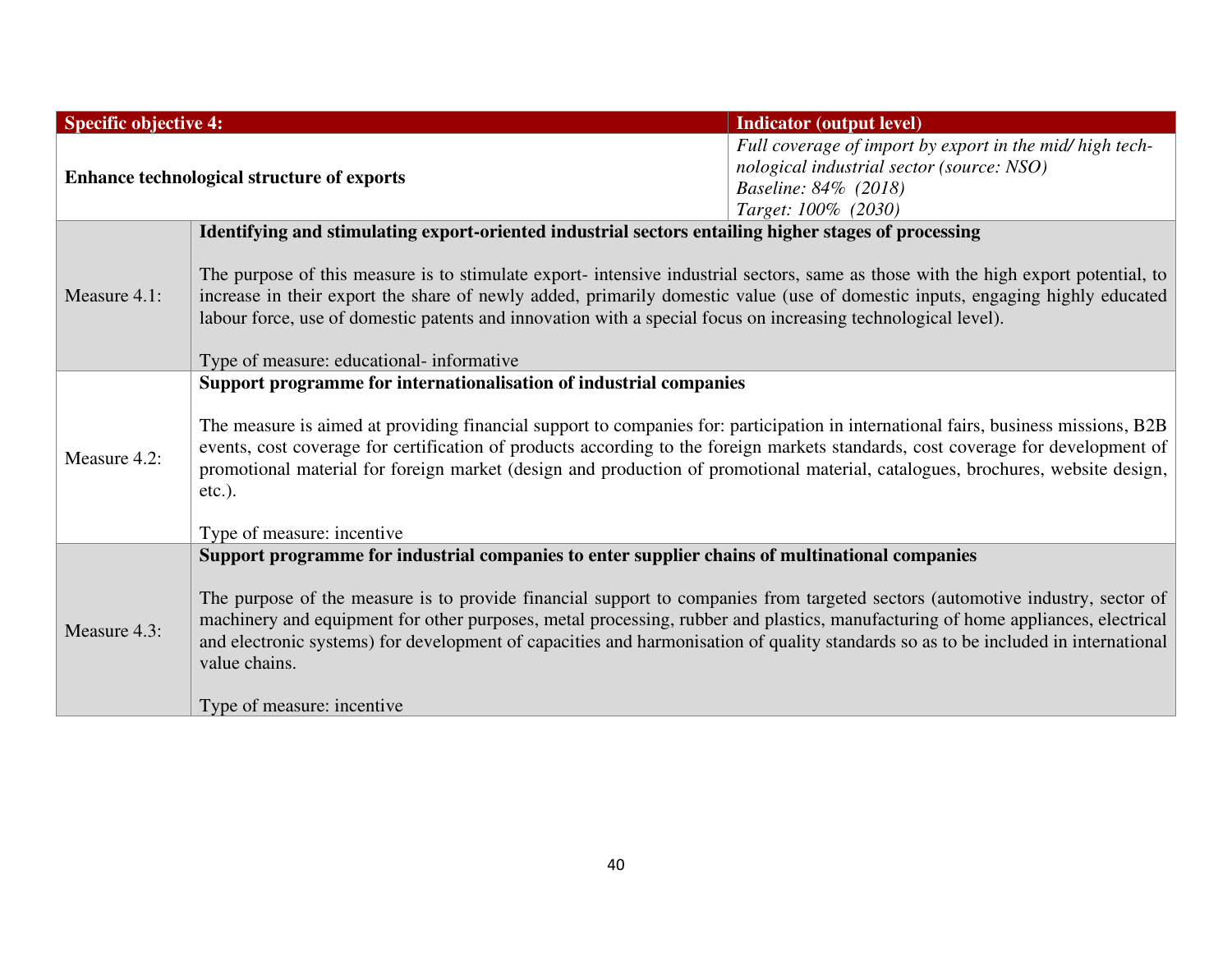| **Specific objective 4:** | | **Indicator (output level)** |
|---|---|---|
| **Enhance technological structure of exports** | | *Full coverage of import by export in the mid/ high technological industrial sector (source: NSO)*<br>*Baseline: 84% (2018)*<br>*Target: 100% (2030)* |
| Measure 4.1: | **Identifying and stimulating export-oriented industrial sectors entailing higher stages of processing**<br><br>The purpose of this measure is to stimulate export- intensive industrial sectors, same as those with the high export potential, to increase in their export the share of newly added, primarily domestic value (use of domestic inputs, engaging highly educated labour force, use of domestic patents and innovation with a special focus on increasing technological level).<br><br>Type of measure: educational- informative | |
| Measure 4.2: | **Support programme for internationalisation of industrial companies**<br><br>The measure is aimed at providing financial support to companies for: participation in international fairs, business missions, B2B events, cost coverage for certification of products according to the foreign markets standards, cost coverage for development of promotional material for foreign market (design and production of promotional material, catalogues, brochures, website design, etc.).<br><br>Type of measure: incentive | |
| Measure 4.3: | **Support programme for industrial companies to enter supplier chains of multinational companies**<br><br>The purpose of the measure is to provide financial support to companies from targeted sectors (automotive industry, sector of machinery and equipment for other purposes, metal processing, rubber and plastics, manufacturing of home appliances, electrical and electronic systems) for development of capacities and harmonisation of quality standards so as to be included in international value chains.<br><br>Type of measure: incentive | |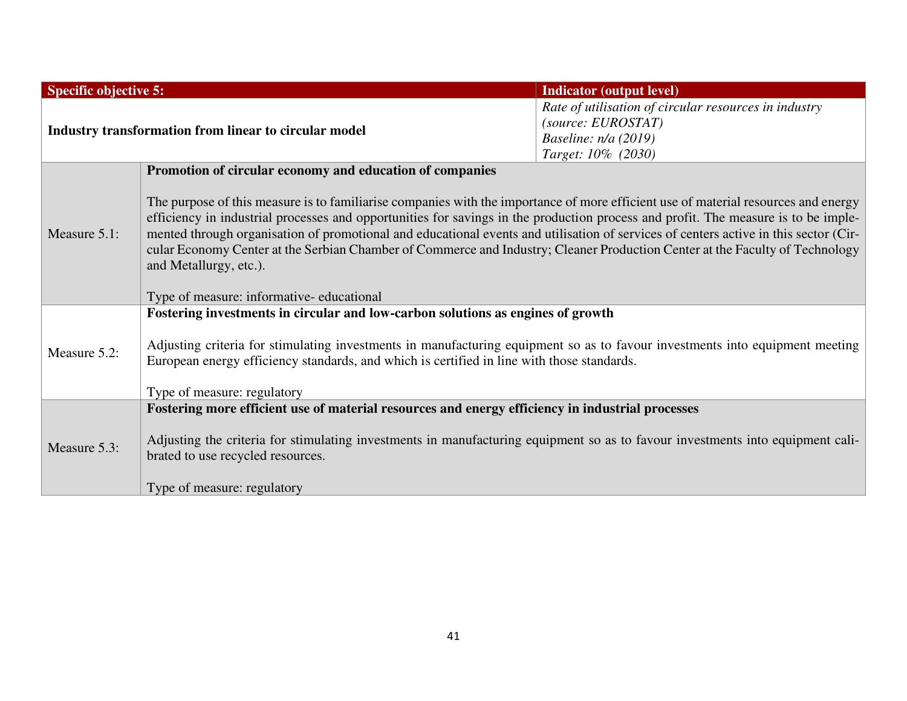| **Specific objective 5:** | | **Indicator (output level)** |
|---|---|---|
| **Industry transformation from linear to circular model** | | *Rate of utilisation of circular resources in industry (source: EUROSTAT)*<br>*Baseline: n/a (2019)*<br>*Target: 10% (2030)* |
| Measure 5.1: | **Promotion of circular economy and education of companies**<br><br>The purpose of this measure is to familiarise companies with the importance of more efficient use of material resources and energy efficiency in industrial processes and opportunities for savings in the production process and profit. The measure is to be implemented through organisation of promotional and educational events and utilisation of services of centers active in this sector (Circular Economy Center at the Serbian Chamber of Commerce and Industry; Cleaner Production Center at the Faculty of Technology and Metallurgy, etc.).<br><br>Type of measure: informative- educational | |
| Measure 5.2: | **Fostering investments in circular and low-carbon solutions as engines of growth**<br><br>Adjusting criteria for stimulating investments in manufacturing equipment so as to favour investments into equipment meeting European energy efficiency standards, and which is certified in line with those standards.<br><br>Type of measure: regulatory | |
| Measure 5.3: | **Fostering more efficient use of material resources and energy efficiency in industrial processes**<br><br>Adjusting the criteria for stimulating investments in manufacturing equipment so as to favour investments into equipment calibrated to use recycled resources.<br><br>Type of measure: regulatory | |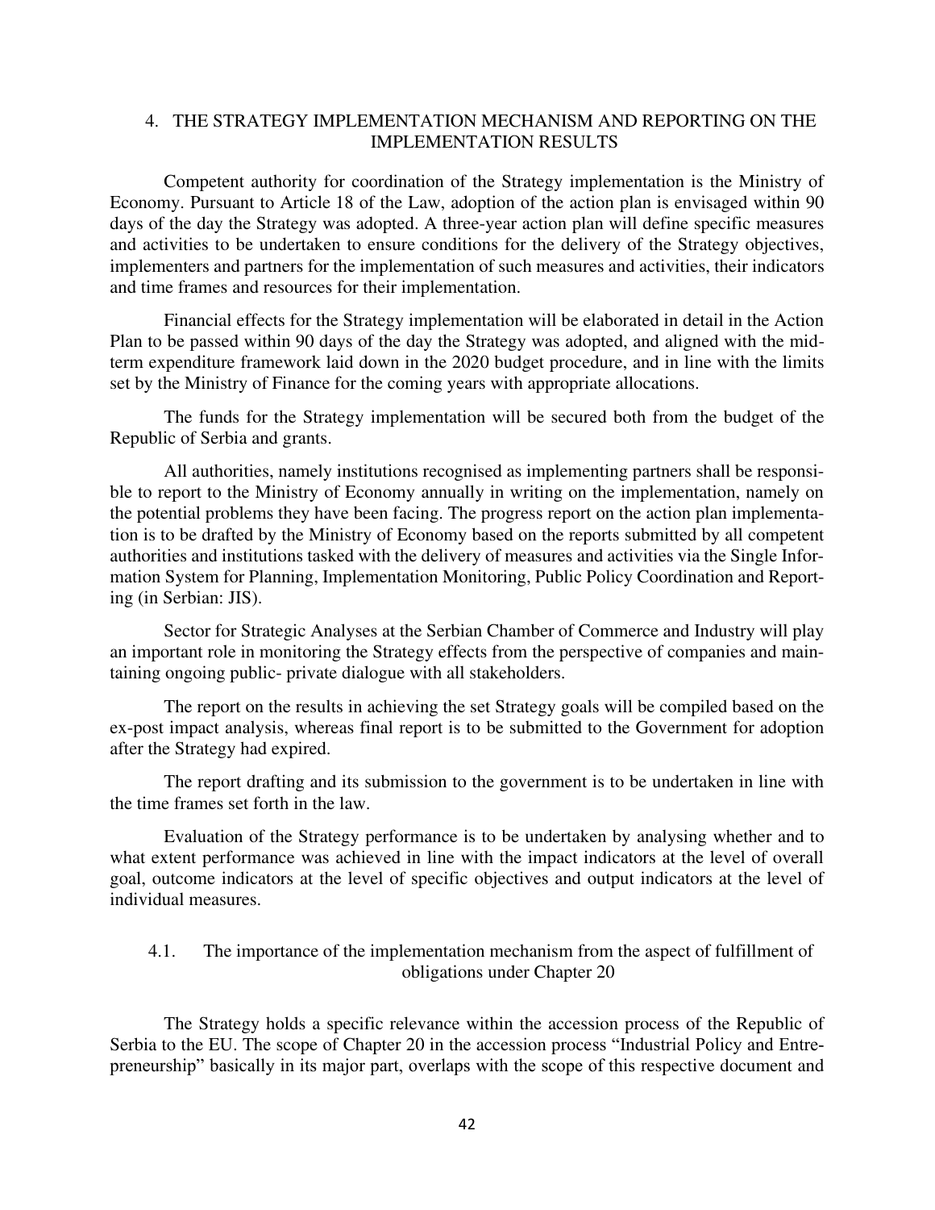## 4. THE STRATEGY IMPLEMENTATION MECHANISM AND REPORTING ON THE IMPLEMENTATION RESULTS

Competent authority for coordination of the Strategy implementation is the Ministry of Economy. Pursuant to Article 18 of the Law, adoption of the action plan is envisaged within 90 days of the day the Strategy was adopted. A three-year action plan will define specific measures and activities to be undertaken to ensure conditions for the delivery of the Strategy objectives, implementers and partners for the implementation of such measures and activities, their indicators and time frames and resources for their implementation.

Financial effects for the Strategy implementation will be elaborated in detail in the Action Plan to be passed within 90 days of the day the Strategy was adopted, and aligned with the mid-term expenditure framework laid down in the 2020 budget procedure, and in line with the limits set by the Ministry of Finance for the coming years with appropriate allocations.

The funds for the Strategy implementation will be secured both from the budget of the Republic of Serbia and grants.

All authorities, namely institutions recognised as implementing partners shall be responsible to report to the Ministry of Economy annually in writing on the implementation, namely on the potential problems they have been facing. The progress report on the action plan implementation is to be drafted by the Ministry of Economy based on the reports submitted by all competent authorities and institutions tasked with the delivery of measures and activities via the Single Information System for Planning, Implementation Monitoring, Public Policy Coordination and Reporting (in Serbian: JIS).

Sector for Strategic Analyses at the Serbian Chamber of Commerce and Industry will play an important role in monitoring the Strategy effects from the perspective of companies and maintaining ongoing public- private dialogue with all stakeholders.

The report on the results in achieving the set Strategy goals will be compiled based on the ex-post impact analysis, whereas final report is to be submitted to the Government for adoption after the Strategy had expired.

The report drafting and its submission to the government is to be undertaken in line with the time frames set forth in the law.

Evaluation of the Strategy performance is to be undertaken by analysing whether and to what extent performance was achieved in line with the impact indicators at the level of overall goal, outcome indicators at the level of specific objectives and output indicators at the level of individual measures.

### 4.1. The importance of the implementation mechanism from the aspect of fulfillment of obligations under Chapter 20

The Strategy holds a specific relevance within the accession process of the Republic of Serbia to the EU. The scope of Chapter 20 in the accession process "Industrial Policy and Entrepreneurship" basically in its major part, overlaps with the scope of this respective document and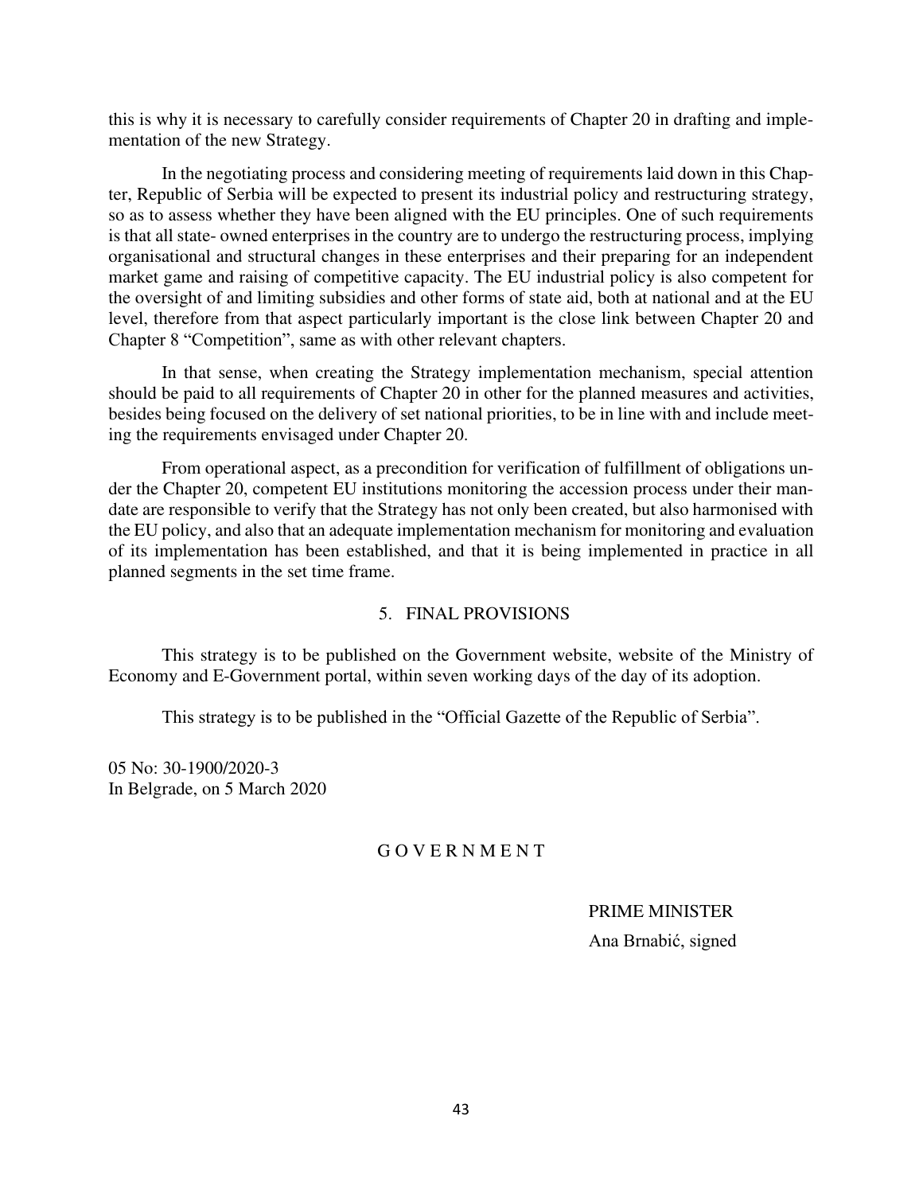this is why it is necessary to carefully consider requirements of Chapter 20 in drafting and implementation of the new Strategy.

In the negotiating process and considering meeting of requirements laid down in this Chapter, Republic of Serbia will be expected to present its industrial policy and restructuring strategy, so as to assess whether they have been aligned with the EU principles. One of such requirements is that all state- owned enterprises in the country are to undergo the restructuring process, implying organisational and structural changes in these enterprises and their preparing for an independent market game and raising of competitive capacity. The EU industrial policy is also competent for the oversight of and limiting subsidies and other forms of state aid, both at national and at the EU level, therefore from that aspect particularly important is the close link between Chapter 20 and Chapter 8 "Competition", same as with other relevant chapters.

In that sense, when creating the Strategy implementation mechanism, special attention should be paid to all requirements of Chapter 20 in other for the planned measures and activities, besides being focused on the delivery of set national priorities, to be in line with and include meeting the requirements envisaged under Chapter 20.

From operational aspect, as a precondition for verification of fulfillment of obligations under the Chapter 20, competent EU institutions monitoring the accession process under their mandate are responsible to verify that the Strategy has not only been created, but also harmonised with the EU policy, and also that an adequate implementation mechanism for monitoring and evaluation of its implementation has been established, and that it is being implemented in practice in all planned segments in the set time frame.

## 5. FINAL PROVISIONS

This strategy is to be published on the Government website, website of the Ministry of Economy and E-Government portal, within seven working days of the day of its adoption.

This strategy is to be published in the "Official Gazette of the Republic of Serbia".

05 No: 30-1900/2020-3
In Belgrade, on 5 March 2020

G O V E R N M E N T

PRIME MINISTER
Ana Brnabić, signed